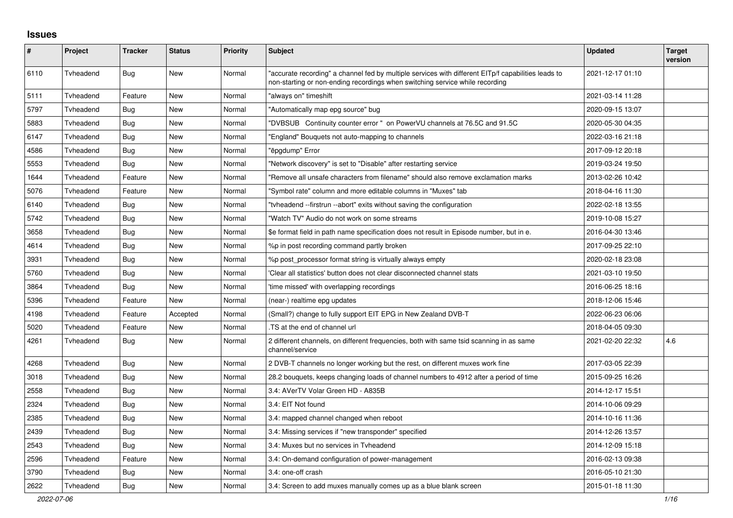## Issues

| # | Project | Tracker | Status | Priority | Subject | Updated | Target version |
|---|---|---|---|---|---|---|---|
| 6110 | Tvheadend | Bug | New | Normal | "accurate recording" a channel fed by multiple services with different EITp/f capabilities leads to non-starting or non-ending recordings when switching service while recording | 2021-12-17 01:10 | |
| 5111 | Tvheadend | Feature | New | Normal | "always on" timeshift | 2021-03-14 11:28 | |
| 5797 | Tvheadend | Bug | New | Normal | "Automatically map epg source" bug | 2020-09-15 13:07 | |
| 5883 | Tvheadend | Bug | New | Normal | "DVBSUB  Continuity counter error " on PowerVU channels at 76.5C and 91.5C | 2020-05-30 04:35 | |
| 6147 | Tvheadend | Bug | New | Normal | "England" Bouquets not auto-mapping to channels | 2022-03-16 21:18 | |
| 4586 | Tvheadend | Bug | New | Normal | "ëpgdump" Error | 2017-09-12 20:18 | |
| 5553 | Tvheadend | Bug | New | Normal | "Network discovery" is set to "Disable" after restarting service | 2019-03-24 19:50 | |
| 1644 | Tvheadend | Feature | New | Normal | "Remove all unsafe characters from filename" should also remove exclamation marks | 2013-02-26 10:42 | |
| 5076 | Tvheadend | Feature | New | Normal | "Symbol rate" column and more editable columns in "Muxes" tab | 2018-04-16 11:30 | |
| 6140 | Tvheadend | Bug | New | Normal | "tvheadend --firstrun --abort" exits without saving the configuration | 2022-02-18 13:55 | |
| 5742 | Tvheadend | Bug | New | Normal | "Watch TV" Audio do not work on some streams | 2019-10-08 15:27 | |
| 3658 | Tvheadend | Bug | New | Normal | $e format field in path name specification does not result in Episode number, but in e. | 2016-04-30 13:46 | |
| 4614 | Tvheadend | Bug | New | Normal | %p in post recording command partly broken | 2017-09-25 22:10 | |
| 3931 | Tvheadend | Bug | New | Normal | %p post_processor format string is virtually always empty | 2020-02-18 23:08 | |
| 5760 | Tvheadend | Bug | New | Normal | 'Clear all statistics' button does not clear disconnected channel stats | 2021-03-10 19:50 | |
| 3864 | Tvheadend | Bug | New | Normal | 'time missed' with overlapping recordings | 2016-06-25 18:16 | |
| 5396 | Tvheadend | Feature | New | Normal | (near-) realtime epg updates | 2018-12-06 15:46 | |
| 4198 | Tvheadend | Feature | Accepted | Normal | (Small?) change to fully support EIT EPG in New Zealand DVB-T | 2022-06-23 06:06 | |
| 5020 | Tvheadend | Feature | New | Normal | .TS at the end of channel url | 2018-04-05 09:30 | |
| 4261 | Tvheadend | Bug | New | Normal | 2 different channels, on different frequencies, both with same tsid scanning in as same channel/service | 2021-02-20 22:32 | 4.6 |
| 4268 | Tvheadend | Bug | New | Normal | 2 DVB-T channels no longer working but the rest, on different muxes work fine | 2017-03-05 22:39 | |
| 3018 | Tvheadend | Bug | New | Normal | 28.2 bouquets, keeps changing loads of channel numbers to 4912 after a period of time | 2015-09-25 16:26 | |
| 2558 | Tvheadend | Bug | New | Normal | 3.4: AVerTV Volar Green HD - A835B | 2014-12-17 15:51 | |
| 2324 | Tvheadend | Bug | New | Normal | 3.4: EIT Not found | 2014-10-06 09:29 | |
| 2385 | Tvheadend | Bug | New | Normal | 3.4: mapped channel changed when reboot | 2014-10-16 11:36 | |
| 2439 | Tvheadend | Bug | New | Normal | 3.4: Missing services if "new transponder" specified | 2014-12-26 13:57 | |
| 2543 | Tvheadend | Bug | New | Normal | 3.4: Muxes but no services in Tvheadend | 2014-12-09 15:18 | |
| 2596 | Tvheadend | Feature | New | Normal | 3.4: On-demand configuration of power-management | 2016-02-13 09:38 | |
| 3790 | Tvheadend | Bug | New | Normal | 3.4: one-off crash | 2016-05-10 21:30 | |
| 2622 | Tvheadend | Bug | New | Normal | 3.4: Screen to add muxes manually comes up as a blue blank screen | 2015-01-18 11:30 | |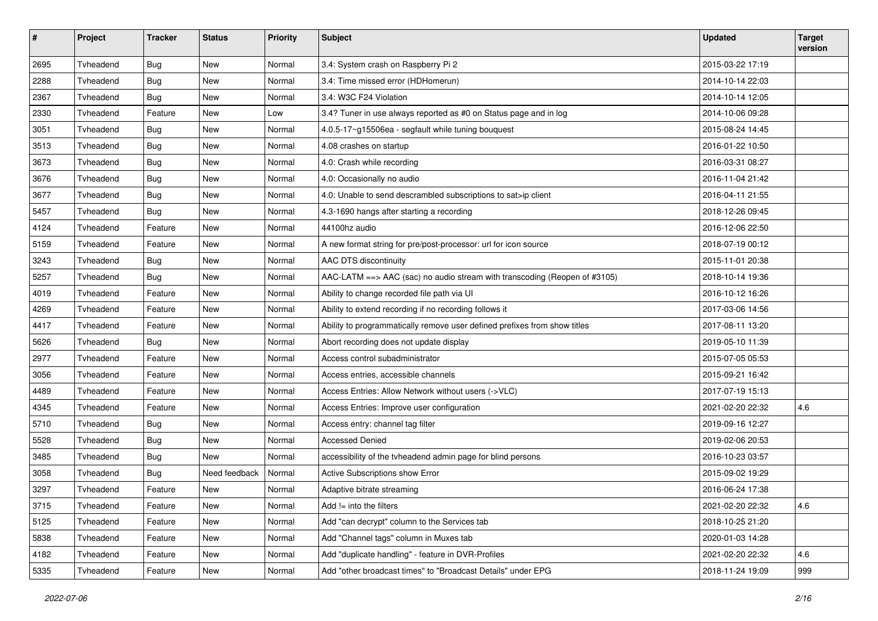| # | Project | Tracker | Status | Priority | Subject | Updated | Target version |
|---|---|---|---|---|---|---|---|
| 2695 | Tvheadend | Bug | New | Normal | 3.4: System crash on Raspberry Pi 2 | 2015-03-22 17:19 | |
| 2288 | Tvheadend | Bug | New | Normal | 3.4: Time missed error (HDHomerun) | 2014-10-14 22:03 | |
| 2367 | Tvheadend | Bug | New | Normal | 3.4: W3C F24 Violation | 2014-10-14 12:05 | |
| 2330 | Tvheadend | Feature | New | Low | 3.4? Tuner in use always reported as #0 on Status page and in log | 2014-10-06 09:28 | |
| 3051 | Tvheadend | Bug | New | Normal | 4.0.5-17~g15506ea - segfault while tuning bouquest | 2015-08-24 14:45 | |
| 3513 | Tvheadend | Bug | New | Normal | 4.08 crashes on startup | 2016-01-22 10:50 | |
| 3673 | Tvheadend | Bug | New | Normal | 4.0: Crash while recording | 2016-03-31 08:27 | |
| 3676 | Tvheadend | Bug | New | Normal | 4.0: Occasionally no audio | 2016-11-04 21:42 | |
| 3677 | Tvheadend | Bug | New | Normal | 4.0: Unable to send descrambled subscriptions to sat>ip client | 2016-04-11 21:55 | |
| 5457 | Tvheadend | Bug | New | Normal | 4.3-1690 hangs after starting a recording | 2018-12-26 09:45 | |
| 4124 | Tvheadend | Feature | New | Normal | 44100hz audio | 2016-12-06 22:50 | |
| 5159 | Tvheadend | Feature | New | Normal | A new format string for pre/post-processor: url for icon source | 2018-07-19 00:12 | |
| 3243 | Tvheadend | Bug | New | Normal | AAC DTS discontinuity | 2015-11-01 20:38 | |
| 5257 | Tvheadend | Bug | New | Normal | AAC-LATM ==> AAC (sac) no audio stream with transcoding (Reopen of #3105) | 2018-10-14 19:36 | |
| 4019 | Tvheadend | Feature | New | Normal | Ability to change recorded file path via UI | 2016-10-12 16:26 | |
| 4269 | Tvheadend | Feature | New | Normal | Ability to extend recording if no recording follows it | 2017-03-06 14:56 | |
| 4417 | Tvheadend | Feature | New | Normal | Ability to programmatically remove user defined prefixes from show titles | 2017-08-11 13:20 | |
| 5626 | Tvheadend | Bug | New | Normal | Abort recording does not update display | 2019-05-10 11:39 | |
| 2977 | Tvheadend | Feature | New | Normal | Access control subadministrator | 2015-07-05 05:53 | |
| 3056 | Tvheadend | Feature | New | Normal | Access entries, accessible channels | 2015-09-21 16:42 | |
| 4489 | Tvheadend | Feature | New | Normal | Access Entries: Allow Network without users (->VLC) | 2017-07-19 15:13 | |
| 4345 | Tvheadend | Feature | New | Normal | Access Entries: Improve user configuration | 2021-02-20 22:32 | 4.6 |
| 5710 | Tvheadend | Bug | New | Normal | Access entry: channel tag filter | 2019-09-16 12:27 | |
| 5528 | Tvheadend | Bug | New | Normal | Accessed Denied | 2019-02-06 20:53 | |
| 3485 | Tvheadend | Bug | New | Normal | accessibility of the tvheadend admin page for blind persons | 2016-10-23 03:57 | |
| 3058 | Tvheadend | Bug | Need feedback | Normal | Active Subscriptions show Error | 2015-09-02 19:29 | |
| 3297 | Tvheadend | Feature | New | Normal | Adaptive bitrate streaming | 2016-06-24 17:38 | |
| 3715 | Tvheadend | Feature | New | Normal | Add != into the filters | 2021-02-20 22:32 | 4.6 |
| 5125 | Tvheadend | Feature | New | Normal | Add "can decrypt" column to the Services tab | 2018-10-25 21:20 | |
| 5838 | Tvheadend | Feature | New | Normal | Add "Channel tags" column in Muxes tab | 2020-01-03 14:28 | |
| 4182 | Tvheadend | Feature | New | Normal | Add "duplicate handling" - feature in DVR-Profiles | 2021-02-20 22:32 | 4.6 |
| 5335 | Tvheadend | Feature | New | Normal | Add "other broadcast times" to "Broadcast Details" under EPG | 2018-11-24 19:09 | 999 |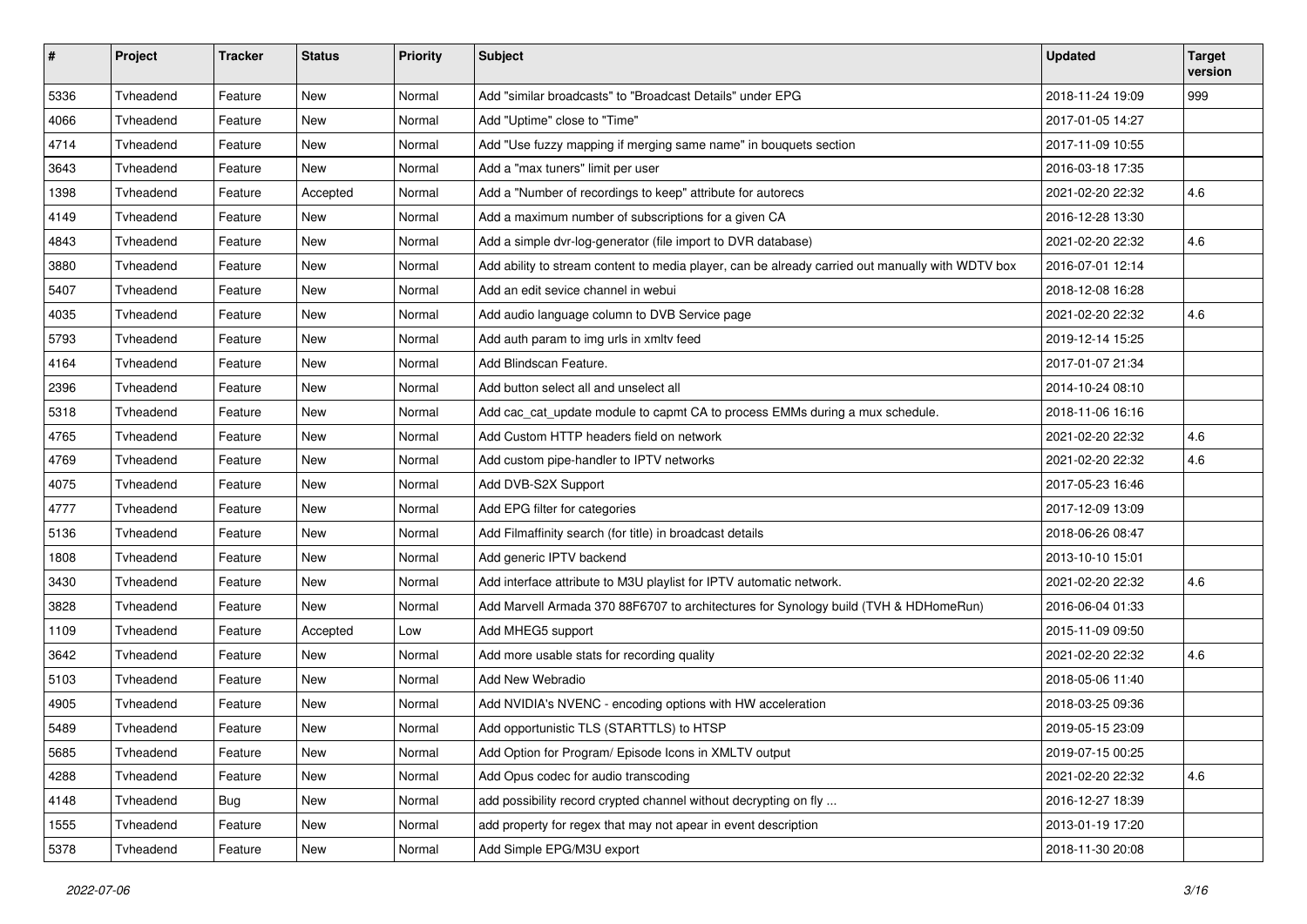| # | Project | Tracker | Status | Priority | Subject | Updated | Target version |
|---|---|---|---|---|---|---|---|
| 5336 | Tvheadend | Feature | New | Normal | Add "similar broadcasts" to "Broadcast Details" under EPG | 2018-11-24 19:09 | 999 |
| 4066 | Tvheadend | Feature | New | Normal | Add "Uptime" close to "Time" | 2017-01-05 14:27 | |
| 4714 | Tvheadend | Feature | New | Normal | Add "Use fuzzy mapping if merging same name" in bouquets section | 2017-11-09 10:55 | |
| 3643 | Tvheadend | Feature | New | Normal | Add a "max tuners" limit per user | 2016-03-18 17:35 | |
| 1398 | Tvheadend | Feature | Accepted | Normal | Add a "Number of recordings to keep" attribute for autorecs | 2021-02-20 22:32 | 4.6 |
| 4149 | Tvheadend | Feature | New | Normal | Add a maximum number of subscriptions for a given CA | 2016-12-28 13:30 | |
| 4843 | Tvheadend | Feature | New | Normal | Add a simple dvr-log-generator (file import to DVR database) | 2021-02-20 22:32 | 4.6 |
| 3880 | Tvheadend | Feature | New | Normal | Add ability to stream content to media player, can be already carried out manually with WDTV box | 2016-07-01 12:14 | |
| 5407 | Tvheadend | Feature | New | Normal | Add an edit sevice channel in webui | 2018-12-08 16:28 | |
| 4035 | Tvheadend | Feature | New | Normal | Add audio language column to DVB Service page | 2021-02-20 22:32 | 4.6 |
| 5793 | Tvheadend | Feature | New | Normal | Add auth param to img urls in xmltv feed | 2019-12-14 15:25 | |
| 4164 | Tvheadend | Feature | New | Normal | Add Blindscan Feature. | 2017-01-07 21:34 | |
| 2396 | Tvheadend | Feature | New | Normal | Add button select all and unselect all | 2014-10-24 08:10 | |
| 5318 | Tvheadend | Feature | New | Normal | Add cac_cat_update module to capmt CA to process EMMs during a mux schedule. | 2018-11-06 16:16 | |
| 4765 | Tvheadend | Feature | New | Normal | Add Custom HTTP headers field on network | 2021-02-20 22:32 | 4.6 |
| 4769 | Tvheadend | Feature | New | Normal | Add custom pipe-handler to IPTV networks | 2021-02-20 22:32 | 4.6 |
| 4075 | Tvheadend | Feature | New | Normal | Add DVB-S2X Support | 2017-05-23 16:46 | |
| 4777 | Tvheadend | Feature | New | Normal | Add EPG filter for categories | 2017-12-09 13:09 | |
| 5136 | Tvheadend | Feature | New | Normal | Add Filmaffinity search (for title) in broadcast details | 2018-06-26 08:47 | |
| 1808 | Tvheadend | Feature | New | Normal | Add generic IPTV backend | 2013-10-10 15:01 | |
| 3430 | Tvheadend | Feature | New | Normal | Add interface attribute to M3U playlist for IPTV automatic network. | 2021-02-20 22:32 | 4.6 |
| 3828 | Tvheadend | Feature | New | Normal | Add Marvell Armada 370 88F6707 to architectures for Synology build (TVH & HDHomeRun) | 2016-06-04 01:33 | |
| 1109 | Tvheadend | Feature | Accepted | Low | Add MHEG5 support | 2015-11-09 09:50 | |
| 3642 | Tvheadend | Feature | New | Normal | Add more usable stats for recording quality | 2021-02-20 22:32 | 4.6 |
| 5103 | Tvheadend | Feature | New | Normal | Add New Webradio | 2018-05-06 11:40 | |
| 4905 | Tvheadend | Feature | New | Normal | Add NVIDIA's NVENC - encoding options with HW acceleration | 2018-03-25 09:36 | |
| 5489 | Tvheadend | Feature | New | Normal | Add opportunistic TLS (STARTTLS) to HTSP | 2019-05-15 23:09 | |
| 5685 | Tvheadend | Feature | New | Normal | Add Option for Program/ Episode Icons in XMLTV output | 2019-07-15 00:25 | |
| 4288 | Tvheadend | Feature | New | Normal | Add Opus codec for audio transcoding | 2021-02-20 22:32 | 4.6 |
| 4148 | Tvheadend | Bug | New | Normal | add possibility record crypted channel without decrypting on fly ... | 2016-12-27 18:39 | |
| 1555 | Tvheadend | Feature | New | Normal | add property for regex that may not apear in event description | 2013-01-19 17:20 | |
| 5378 | Tvheadend | Feature | New | Normal | Add Simple EPG/M3U export | 2018-11-30 20:08 | |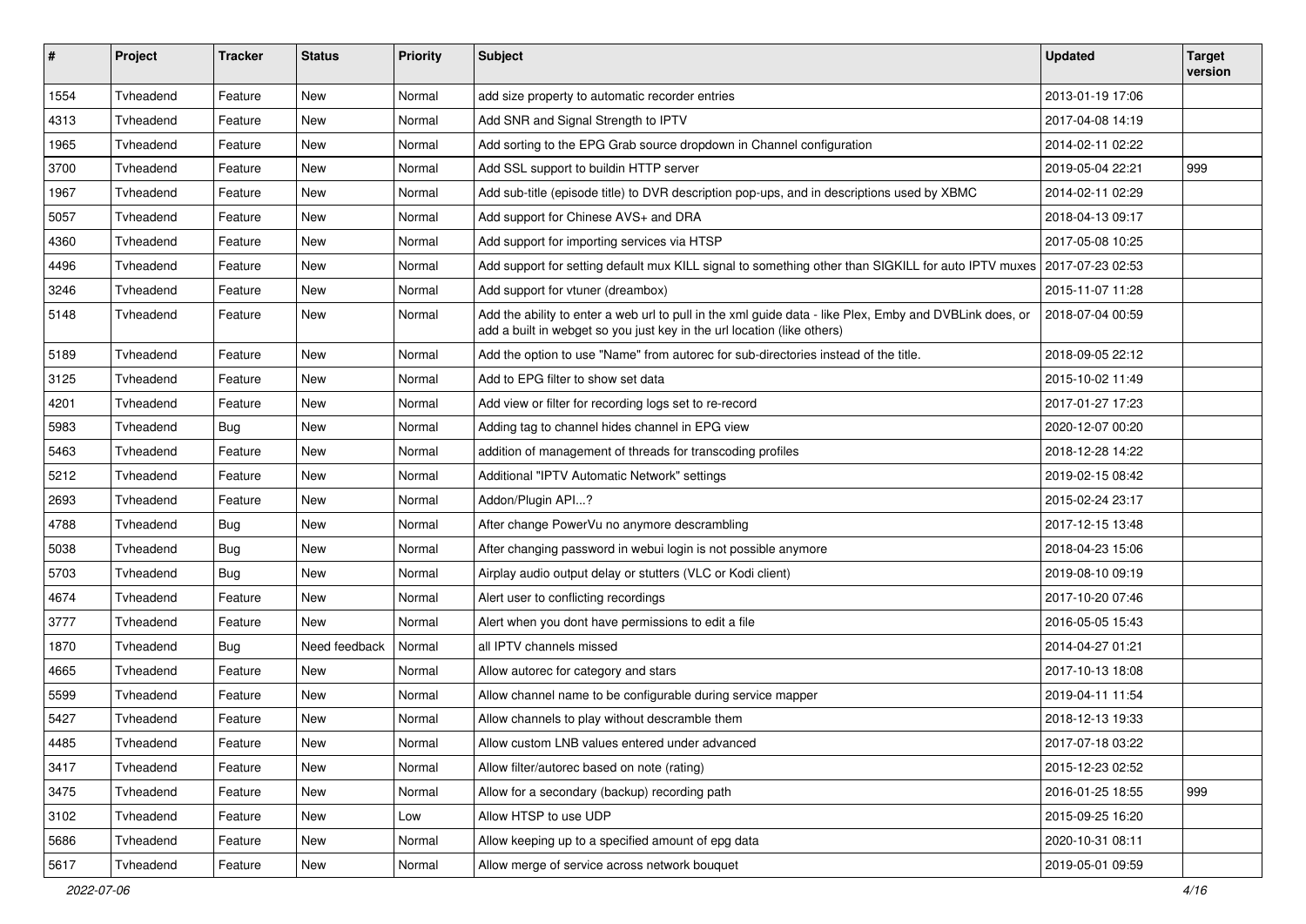| # | Project | Tracker | Status | Priority | Subject | Updated | Target version |
|---|---|---|---|---|---|---|---|
| 1554 | Tvheadend | Feature | New | Normal | add size property to automatic recorder entries | 2013-01-19 17:06 | |
| 4313 | Tvheadend | Feature | New | Normal | Add SNR and Signal Strength to IPTV | 2017-04-08 14:19 | |
| 1965 | Tvheadend | Feature | New | Normal | Add sorting to the EPG Grab source dropdown in Channel configuration | 2014-02-11 02:22 | |
| 3700 | Tvheadend | Feature | New | Normal | Add SSL support to buildin HTTP server | 2019-05-04 22:21 | 999 |
| 1967 | Tvheadend | Feature | New | Normal | Add sub-title (episode title) to DVR description pop-ups, and in descriptions used by XBMC | 2014-02-11 02:29 | |
| 5057 | Tvheadend | Feature | New | Normal | Add support for Chinese AVS+ and DRA | 2018-04-13 09:17 | |
| 4360 | Tvheadend | Feature | New | Normal | Add support for importing services via HTSP | 2017-05-08 10:25 | |
| 4496 | Tvheadend | Feature | New | Normal | Add support for setting default mux KILL signal to something other than SIGKILL for auto IPTV muxes | 2017-07-23 02:53 | |
| 3246 | Tvheadend | Feature | New | Normal | Add support for vtuner (dreambox) | 2015-11-07 11:28 | |
| 5148 | Tvheadend | Feature | New | Normal | Add the ability to enter a web url to pull in the xml guide data - like Plex, Emby and DVBLink does, or add a built in webget so you just key in the url location (like others) | 2018-07-04 00:59 | |
| 5189 | Tvheadend | Feature | New | Normal | Add the option to use "Name" from autorec for sub-directories instead of the title. | 2018-09-05 22:12 | |
| 3125 | Tvheadend | Feature | New | Normal | Add to EPG filter to show set data | 2015-10-02 11:49 | |
| 4201 | Tvheadend | Feature | New | Normal | Add view or filter for recording logs set to re-record | 2017-01-27 17:23 | |
| 5983 | Tvheadend | Bug | New | Normal | Adding tag to channel hides channel in EPG view | 2020-12-07 00:20 | |
| 5463 | Tvheadend | Feature | New | Normal | addition of management of threads for transcoding profiles | 2018-12-28 14:22 | |
| 5212 | Tvheadend | Feature | New | Normal | Additional "IPTV Automatic Network" settings | 2019-02-15 08:42 | |
| 2693 | Tvheadend | Feature | New | Normal | Addon/Plugin API...? | 2015-02-24 23:17 | |
| 4788 | Tvheadend | Bug | New | Normal | After change PowerVu no anymore descrambling | 2017-12-15 13:48 | |
| 5038 | Tvheadend | Bug | New | Normal | After changing password in webui login is not possible anymore | 2018-04-23 15:06 | |
| 5703 | Tvheadend | Bug | New | Normal | Airplay audio output delay or stutters (VLC or Kodi client) | 2019-08-10 09:19 | |
| 4674 | Tvheadend | Feature | New | Normal | Alert user to conflicting recordings | 2017-10-20 07:46 | |
| 3777 | Tvheadend | Feature | New | Normal | Alert when you dont have permissions to edit a file | 2016-05-05 15:43 | |
| 1870 | Tvheadend | Bug | Need feedback | Normal | all IPTV channels missed | 2014-04-27 01:21 | |
| 4665 | Tvheadend | Feature | New | Normal | Allow autorec for category and stars | 2017-10-13 18:08 | |
| 5599 | Tvheadend | Feature | New | Normal | Allow channel name to be configurable during service mapper | 2019-04-11 11:54 | |
| 5427 | Tvheadend | Feature | New | Normal | Allow channels to play without descramble them | 2018-12-13 19:33 | |
| 4485 | Tvheadend | Feature | New | Normal | Allow custom LNB values entered under advanced | 2017-07-18 03:22 | |
| 3417 | Tvheadend | Feature | New | Normal | Allow filter/autorec based on note (rating) | 2015-12-23 02:52 | |
| 3475 | Tvheadend | Feature | New | Normal | Allow for a secondary (backup) recording path | 2016-01-25 18:55 | 999 |
| 3102 | Tvheadend | Feature | New | Low | Allow HTSP to use UDP | 2015-09-25 16:20 | |
| 5686 | Tvheadend | Feature | New | Normal | Allow keeping up to a specified amount of epg data | 2020-10-31 08:11 | |
| 5617 | Tvheadend | Feature | New | Normal | Allow merge of service across network bouquet | 2019-05-01 09:59 | |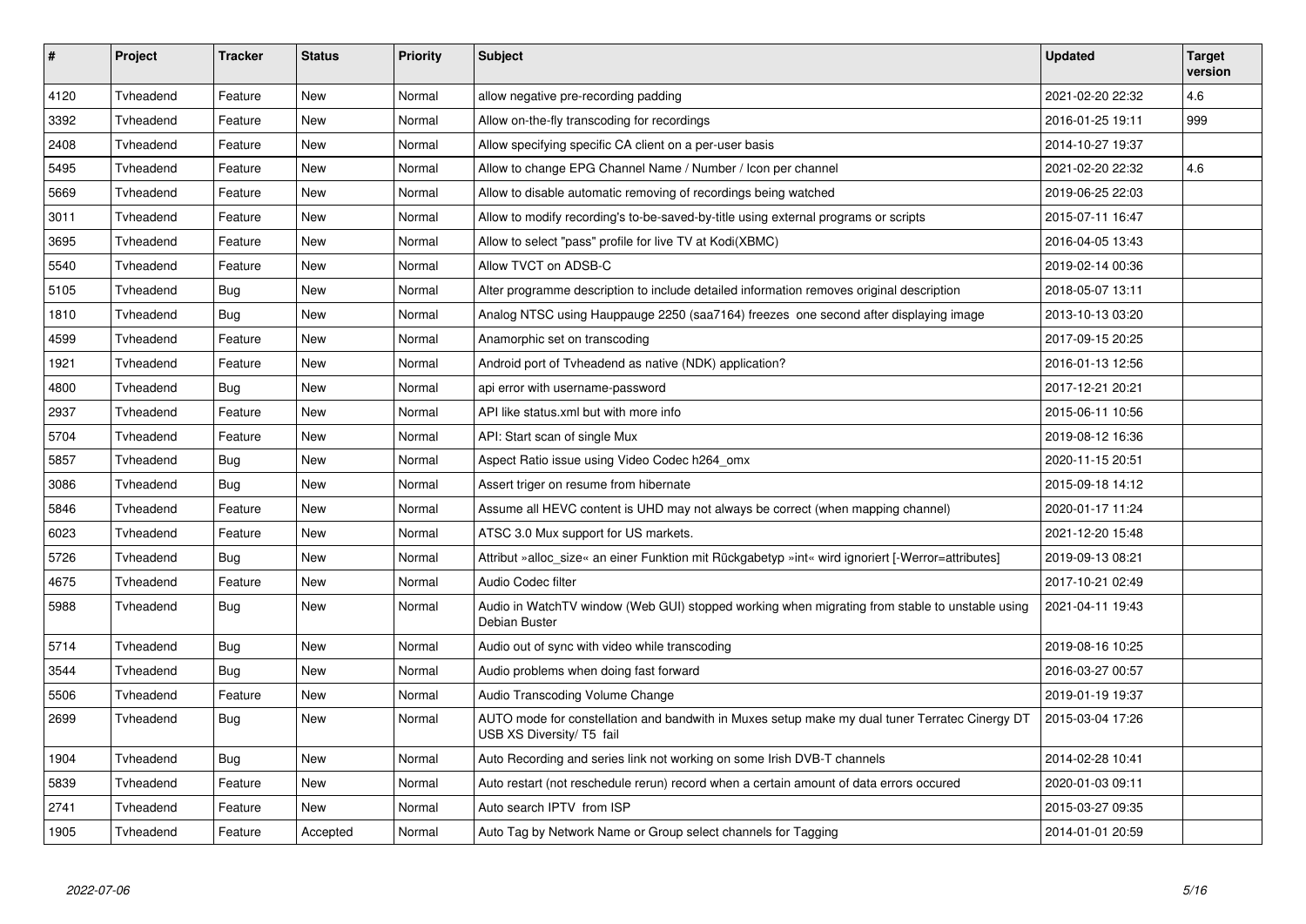| # | Project | Tracker | Status | Priority | Subject | Updated | Target version |
|---|---|---|---|---|---|---|---|
| 4120 | Tvheadend | Feature | New | Normal | allow negative pre-recording padding | 2021-02-20 22:32 | 4.6 |
| 3392 | Tvheadend | Feature | New | Normal | Allow on-the-fly transcoding for recordings | 2016-01-25 19:11 | 999 |
| 2408 | Tvheadend | Feature | New | Normal | Allow specifying specific CA client on a per-user basis | 2014-10-27 19:37 | |
| 5495 | Tvheadend | Feature | New | Normal | Allow to change EPG Channel Name / Number / Icon per channel | 2021-02-20 22:32 | 4.6 |
| 5669 | Tvheadend | Feature | New | Normal | Allow to disable automatic removing of recordings being watched | 2019-06-25 22:03 | |
| 3011 | Tvheadend | Feature | New | Normal | Allow to modify recording's to-be-saved-by-title using external programs or scripts | 2015-07-11 16:47 | |
| 3695 | Tvheadend | Feature | New | Normal | Allow to select "pass" profile for live TV at Kodi(XBMC) | 2016-04-05 13:43 | |
| 5540 | Tvheadend | Feature | New | Normal | Allow TVCT on ADSB-C | 2019-02-14 00:36 | |
| 5105 | Tvheadend | Bug | New | Normal | Alter programme description to include detailed information removes original description | 2018-05-07 13:11 | |
| 1810 | Tvheadend | Bug | New | Normal | Analog NTSC using Hauppauge 2250 (saa7164) freezes one second after displaying image | 2013-10-13 03:20 | |
| 4599 | Tvheadend | Feature | New | Normal | Anamorphic set on transcoding | 2017-09-15 20:25 | |
| 1921 | Tvheadend | Feature | New | Normal | Android port of Tvheadend as native (NDK) application? | 2016-01-13 12:56 | |
| 4800 | Tvheadend | Bug | New | Normal | api error with username-password | 2017-12-21 20:21 | |
| 2937 | Tvheadend | Feature | New | Normal | API like status.xml but with more info | 2015-06-11 10:56 | |
| 5704 | Tvheadend | Feature | New | Normal | API: Start scan of single Mux | 2019-08-12 16:36 | |
| 5857 | Tvheadend | Bug | New | Normal | Aspect Ratio issue using Video Codec h264_omx | 2020-11-15 20:51 | |
| 3086 | Tvheadend | Bug | New | Normal | Assert triger on resume from hibernate | 2015-09-18 14:12 | |
| 5846 | Tvheadend | Feature | New | Normal | Assume all HEVC content is UHD may not always be correct (when mapping channel) | 2020-01-17 11:24 | |
| 6023 | Tvheadend | Feature | New | Normal | ATSC 3.0 Mux support for US markets. | 2021-12-20 15:48 | |
| 5726 | Tvheadend | Bug | New | Normal | Attribut »alloc_size« an einer Funktion mit Rückgabetyp »int« wird ignoriert [-Werror=attributes] | 2019-09-13 08:21 | |
| 4675 | Tvheadend | Feature | New | Normal | Audio Codec filter | 2017-10-21 02:49 | |
| 5988 | Tvheadend | Bug | New | Normal | Audio in WatchTV window (Web GUI) stopped working when migrating from stable to unstable using Debian Buster | 2021-04-11 19:43 | |
| 5714 | Tvheadend | Bug | New | Normal | Audio out of sync with video while transcoding | 2019-08-16 10:25 | |
| 3544 | Tvheadend | Bug | New | Normal | Audio problems when doing fast forward | 2016-03-27 00:57 | |
| 5506 | Tvheadend | Feature | New | Normal | Audio Transcoding Volume Change | 2019-01-19 19:37 | |
| 2699 | Tvheadend | Bug | New | Normal | AUTO mode for constellation and bandwith in Muxes setup make my dual tuner Terratec Cinergy DT USB XS Diversity/ T5 fail | 2015-03-04 17:26 | |
| 1904 | Tvheadend | Bug | New | Normal | Auto Recording and series link not working on some Irish DVB-T channels | 2014-02-28 10:41 | |
| 5839 | Tvheadend | Feature | New | Normal | Auto restart (not reschedule rerun) record when a certain amount of data errors occured | 2020-01-03 09:11 | |
| 2741 | Tvheadend | Feature | New | Normal | Auto search IPTV from ISP | 2015-03-27 09:35 | |
| 1905 | Tvheadend | Feature | Accepted | Normal | Auto Tag by Network Name or Group select channels for Tagging | 2014-01-01 20:59 | |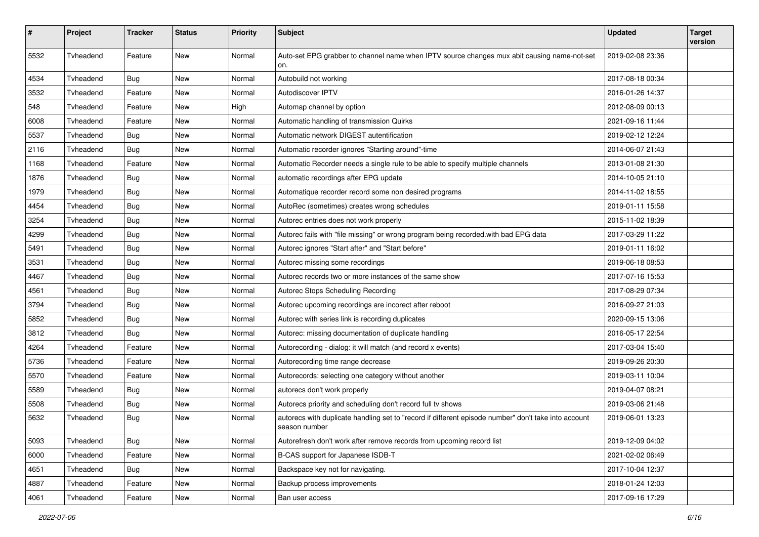| # | Project | Tracker | Status | Priority | Subject | Updated | Target version |
|---|---|---|---|---|---|---|---|
| 5532 | Tvheadend | Feature | New | Normal | Auto-set EPG grabber to channel name when IPTV source changes mux abit causing name-not-set on. | 2019-02-08 23:36 | |
| 4534 | Tvheadend | Bug | New | Normal | Autobuild not working | 2017-08-18 00:34 | |
| 3532 | Tvheadend | Feature | New | Normal | Autodiscover IPTV | 2016-01-26 14:37 | |
| 548 | Tvheadend | Feature | New | High | Automap channel by option | 2012-08-09 00:13 | |
| 6008 | Tvheadend | Feature | New | Normal | Automatic handling of transmission Quirks | 2021-09-16 11:44 | |
| 5537 | Tvheadend | Bug | New | Normal | Automatic network DIGEST autentification | 2019-02-12 12:24 | |
| 2116 | Tvheadend | Bug | New | Normal | Automatic recorder ignores "Starting around"-time | 2014-06-07 21:43 | |
| 1168 | Tvheadend | Feature | New | Normal | Automatic Recorder needs a single rule to be able to specify multiple channels | 2013-01-08 21:30 | |
| 1876 | Tvheadend | Bug | New | Normal | automatic recordings after EPG update | 2014-10-05 21:10 | |
| 1979 | Tvheadend | Bug | New | Normal | Automatique recorder record some non desired programs | 2014-11-02 18:55 | |
| 4454 | Tvheadend | Bug | New | Normal | AutoRec (sometimes) creates wrong schedules | 2019-01-11 15:58 | |
| 3254 | Tvheadend | Bug | New | Normal | Autorec entries does not work properly | 2015-11-02 18:39 | |
| 4299 | Tvheadend | Bug | New | Normal | Autorec fails with "file missing" or wrong program being recorded.with bad EPG data | 2017-03-29 11:22 | |
| 5491 | Tvheadend | Bug | New | Normal | Autorec ignores "Start after" and "Start before" | 2019-01-11 16:02 | |
| 3531 | Tvheadend | Bug | New | Normal | Autorec missing some recordings | 2019-06-18 08:53 | |
| 4467 | Tvheadend | Bug | New | Normal | Autorec records two or more instances of the same show | 2017-07-16 15:53 | |
| 4561 | Tvheadend | Bug | New | Normal | Autorec Stops Scheduling Recording | 2017-08-29 07:34 | |
| 3794 | Tvheadend | Bug | New | Normal | Autorec upcoming recordings are incorect after reboot | 2016-09-27 21:03 | |
| 5852 | Tvheadend | Bug | New | Normal | Autorec with series link is recording duplicates | 2020-09-15 13:06 | |
| 3812 | Tvheadend | Bug | New | Normal | Autorec: missing documentation of duplicate handling | 2016-05-17 22:54 | |
| 4264 | Tvheadend | Feature | New | Normal | Autorecording - dialog: it will match (and record x events) | 2017-03-04 15:40 | |
| 5736 | Tvheadend | Feature | New | Normal | Autorecording time range decrease | 2019-09-26 20:30 | |
| 5570 | Tvheadend | Feature | New | Normal | Autorecords: selecting one category without another | 2019-03-11 10:04 | |
| 5589 | Tvheadend | Bug | New | Normal | autorecs don't work properly | 2019-04-07 08:21 | |
| 5508 | Tvheadend | Bug | New | Normal | Autorecs priority and scheduling don't record full tv shows | 2019-03-06 21:48 | |
| 5632 | Tvheadend | Bug | New | Normal | autorecs with duplicate handling set to "record if different episode number" don't take into account season number | 2019-06-01 13:23 | |
| 5093 | Tvheadend | Bug | New | Normal | Autorefresh don't work after remove records from upcoming record list | 2019-12-09 04:02 | |
| 6000 | Tvheadend | Feature | New | Normal | B-CAS support for Japanese ISDB-T | 2021-02-02 06:49 | |
| 4651 | Tvheadend | Bug | New | Normal | Backspace key not for navigating. | 2017-10-04 12:37 | |
| 4887 | Tvheadend | Feature | New | Normal | Backup process improvements | 2018-01-24 12:03 | |
| 4061 | Tvheadend | Feature | New | Normal | Ban user access | 2017-09-16 17:29 | |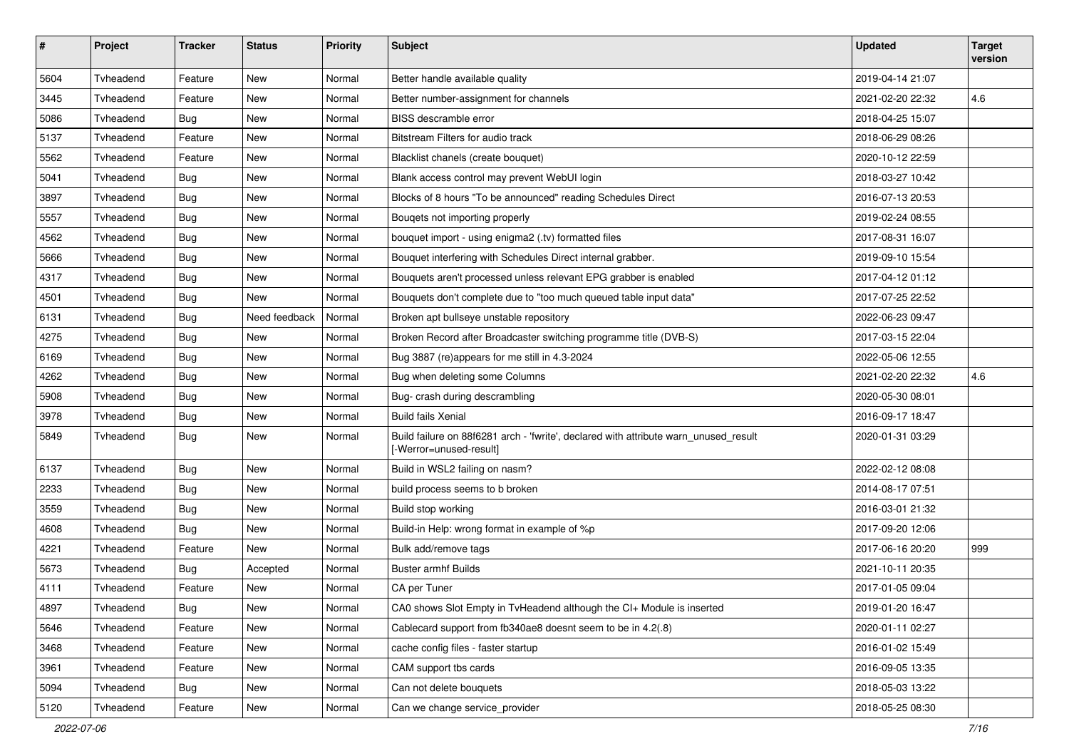| # | Project | Tracker | Status | Priority | Subject | Updated | Target version |
|---|---|---|---|---|---|---|---|
| 5604 | Tvheadend | Feature | New | Normal | Better handle available quality | 2019-04-14 21:07 | |
| 3445 | Tvheadend | Feature | New | Normal | Better number-assignment for channels | 2021-02-20 22:32 | 4.6 |
| 5086 | Tvheadend | Bug | New | Normal | BISS descramble error | 2018-04-25 15:07 | |
| 5137 | Tvheadend | Feature | New | Normal | Bitstream Filters for audio track | 2018-06-29 08:26 | |
| 5562 | Tvheadend | Feature | New | Normal | Blacklist chanels (create bouquet) | 2020-10-12 22:59 | |
| 5041 | Tvheadend | Bug | New | Normal | Blank access control may prevent WebUI login | 2018-03-27 10:42 | |
| 3897 | Tvheadend | Bug | New | Normal | Blocks of 8 hours "To be announced" reading Schedules Direct | 2016-07-13 20:53 | |
| 5557 | Tvheadend | Bug | New | Normal | Bouqets not importing properly | 2019-02-24 08:55 | |
| 4562 | Tvheadend | Bug | New | Normal | bouquet import - using enigma2 (.tv) formatted files | 2017-08-31 16:07 | |
| 5666 | Tvheadend | Bug | New | Normal | Bouquet interfering with Schedules Direct internal grabber. | 2019-09-10 15:54 | |
| 4317 | Tvheadend | Bug | New | Normal | Bouquets aren't processed unless relevant EPG grabber is enabled | 2017-04-12 01:12 | |
| 4501 | Tvheadend | Bug | New | Normal | Bouquets don't complete due to "too much queued table input data" | 2017-07-25 22:52 | |
| 6131 | Tvheadend | Bug | Need feedback | Normal | Broken apt bullseye unstable repository | 2022-06-23 09:47 | |
| 4275 | Tvheadend | Bug | New | Normal | Broken Record after Broadcaster switching programme title (DVB-S) | 2017-03-15 22:04 | |
| 6169 | Tvheadend | Bug | New | Normal | Bug 3887 (re)appears for me still in 4.3-2024 | 2022-05-06 12:55 | |
| 4262 | Tvheadend | Bug | New | Normal | Bug when deleting some Columns | 2021-02-20 22:32 | 4.6 |
| 5908 | Tvheadend | Bug | New | Normal | Bug- crash during descrambling | 2020-05-30 08:01 | |
| 3978 | Tvheadend | Bug | New | Normal | Build fails Xenial | 2016-09-17 18:47 | |
| 5849 | Tvheadend | Bug | New | Normal | Build failure on 88f6281 arch - 'fwrite', declared with attribute warn_unused_result [-Werror=unused-result] | 2020-01-31 03:29 | |
| 6137 | Tvheadend | Bug | New | Normal | Build in WSL2 failing on nasm? | 2022-02-12 08:08 | |
| 2233 | Tvheadend | Bug | New | Normal | build process seems to b broken | 2014-08-17 07:51 | |
| 3559 | Tvheadend | Bug | New | Normal | Build stop working | 2016-03-01 21:32 | |
| 4608 | Tvheadend | Bug | New | Normal | Build-in Help: wrong format in example of %p | 2017-09-20 12:06 | |
| 4221 | Tvheadend | Feature | New | Normal | Bulk add/remove tags | 2017-06-16 20:20 | 999 |
| 5673 | Tvheadend | Bug | Accepted | Normal | Buster armhf Builds | 2021-10-11 20:35 | |
| 4111 | Tvheadend | Feature | New | Normal | CA per Tuner | 2017-01-05 09:04 | |
| 4897 | Tvheadend | Bug | New | Normal | CA0 shows Slot Empty in TvHeadend although the CI+ Module is inserted | 2019-01-20 16:47 | |
| 5646 | Tvheadend | Feature | New | Normal | Cablecard support from fb340ae8 doesnt seem to be in 4.2(.8) | 2020-01-11 02:27 | |
| 3468 | Tvheadend | Feature | New | Normal | cache config files - faster startup | 2016-01-02 15:49 | |
| 3961 | Tvheadend | Feature | New | Normal | CAM support tbs cards | 2016-09-05 13:35 | |
| 5094 | Tvheadend | Bug | New | Normal | Can not delete bouquets | 2018-05-03 13:22 | |
| 5120 | Tvheadend | Feature | New | Normal | Can we change service_provider | 2018-05-25 08:30 | |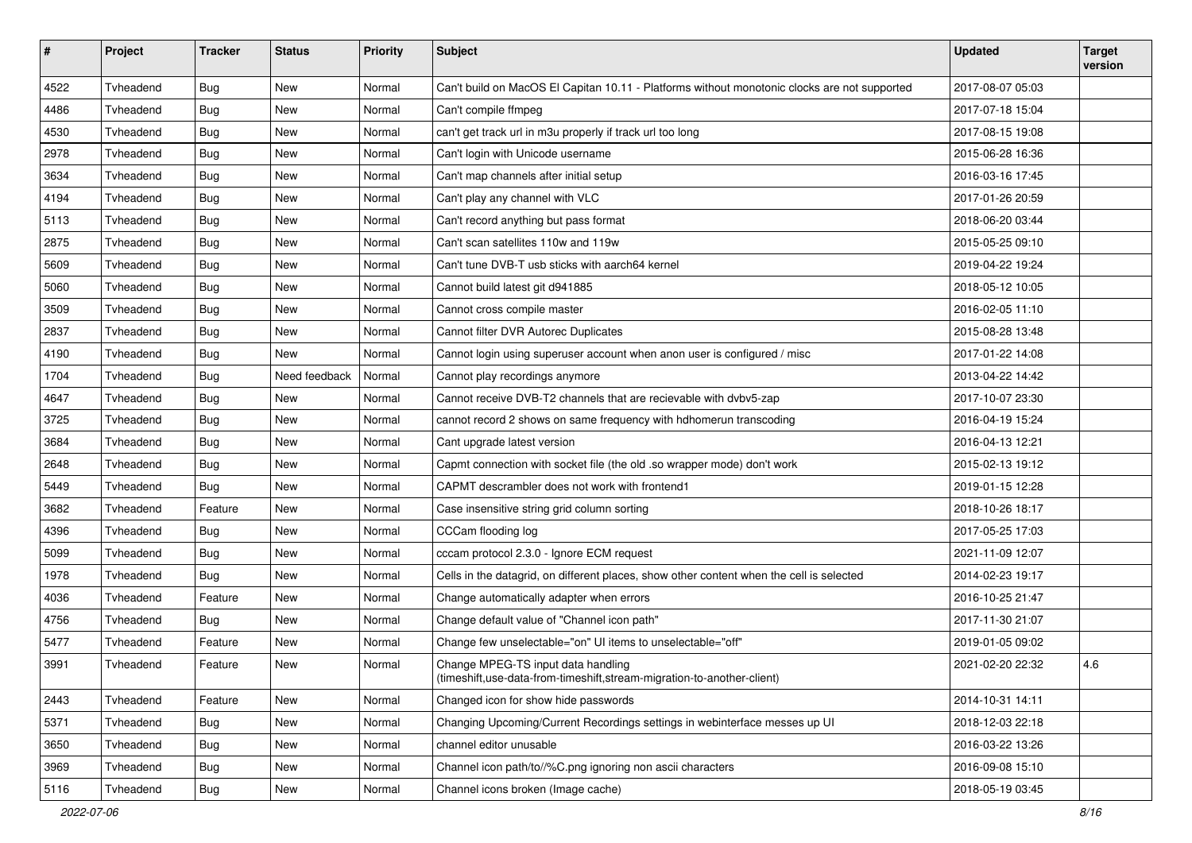| # | Project | Tracker | Status | Priority | Subject | Updated | Target version |
|---|---|---|---|---|---|---|---|
| 4522 | Tvheadend | Bug | New | Normal | Can't build on MacOS El Capitan 10.11 - Platforms without monotonic clocks are not supported | 2017-08-07 05:03 | |
| 4486 | Tvheadend | Bug | New | Normal | Can't compile ffmpeg | 2017-07-18 15:04 | |
| 4530 | Tvheadend | Bug | New | Normal | can't get track url in m3u properly if track url too long | 2017-08-15 19:08 | |
| 2978 | Tvheadend | Bug | New | Normal | Can't login with Unicode username | 2015-06-28 16:36 | |
| 3634 | Tvheadend | Bug | New | Normal | Can't map channels after initial setup | 2016-03-16 17:45 | |
| 4194 | Tvheadend | Bug | New | Normal | Can't play any channel with VLC | 2017-01-26 20:59 | |
| 5113 | Tvheadend | Bug | New | Normal | Can't record anything but pass format | 2018-06-20 03:44 | |
| 2875 | Tvheadend | Bug | New | Normal | Can't scan satellites 110w and 119w | 2015-05-25 09:10 | |
| 5609 | Tvheadend | Bug | New | Normal | Can't tune DVB-T usb sticks with aarch64 kernel | 2019-04-22 19:24 | |
| 5060 | Tvheadend | Bug | New | Normal | Cannot build latest git d941885 | 2018-05-12 10:05 | |
| 3509 | Tvheadend | Bug | New | Normal | Cannot cross compile master | 2016-02-05 11:10 | |
| 2837 | Tvheadend | Bug | New | Normal | Cannot filter DVR Autorec Duplicates | 2015-08-28 13:48 | |
| 4190 | Tvheadend | Bug | New | Normal | Cannot login using superuser account when anon user is configured / misc | 2017-01-22 14:08 | |
| 1704 | Tvheadend | Bug | Need feedback | Normal | Cannot play recordings anymore | 2013-04-22 14:42 | |
| 4647 | Tvheadend | Bug | New | Normal | Cannot receive DVB-T2 channels that are recievable with dvbv5-zap | 2017-10-07 23:30 | |
| 3725 | Tvheadend | Bug | New | Normal | cannot record 2 shows on same frequency with hdhomerun transcoding | 2016-04-19 15:24 | |
| 3684 | Tvheadend | Bug | New | Normal | Cant upgrade latest version | 2016-04-13 12:21 | |
| 2648 | Tvheadend | Bug | New | Normal | Capmt connection with socket file (the old .so wrapper mode) don't work | 2015-02-13 19:12 | |
| 5449 | Tvheadend | Bug | New | Normal | CAPMT descrambler does not work with frontend1 | 2019-01-15 12:28 | |
| 3682 | Tvheadend | Feature | New | Normal | Case insensitive string grid column sorting | 2018-10-26 18:17 | |
| 4396 | Tvheadend | Bug | New | Normal | CCCam flooding log | 2017-05-25 17:03 | |
| 5099 | Tvheadend | Bug | New | Normal | cccam protocol 2.3.0 - Ignore ECM request | 2021-11-09 12:07 | |
| 1978 | Tvheadend | Bug | New | Normal | Cells in the datagrid, on different places, show other content when the cell is selected | 2014-02-23 19:17 | |
| 4036 | Tvheadend | Feature | New | Normal | Change automatically adapter when errors | 2016-10-25 21:47 | |
| 4756 | Tvheadend | Bug | New | Normal | Change default value of "Channel icon path" | 2017-11-30 21:07 | |
| 5477 | Tvheadend | Feature | New | Normal | Change few unselectable="on" UI items to unselectable="off" | 2019-01-05 09:02 | |
| 3991 | Tvheadend | Feature | New | Normal | Change MPEG-TS input data handling (timeshift,use-data-from-timeshift,stream-migration-to-another-client) | 2021-02-20 22:32 | 4.6 |
| 2443 | Tvheadend | Feature | New | Normal | Changed icon for show hide passwords | 2014-10-31 14:11 | |
| 5371 | Tvheadend | Bug | New | Normal | Changing Upcoming/Current Recordings settings in webinterface messes up UI | 2018-12-03 22:18 | |
| 3650 | Tvheadend | Bug | New | Normal | channel editor unusable | 2016-03-22 13:26 | |
| 3969 | Tvheadend | Bug | New | Normal | Channel icon path/to//%C.png ignoring non ascii characters | 2016-09-08 15:10 | |
| 5116 | Tvheadend | Bug | New | Normal | Channel icons broken (Image cache) | 2018-05-19 03:45 | |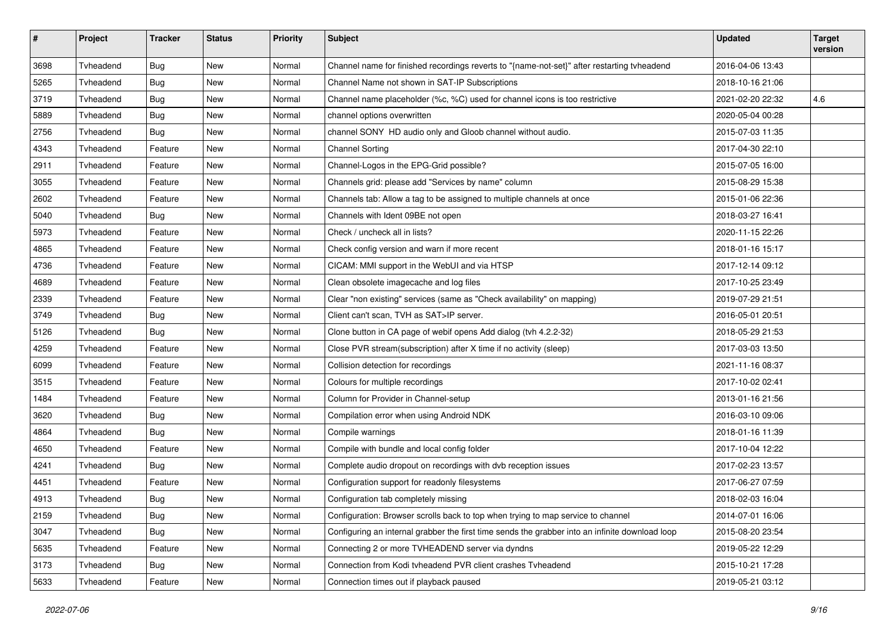| # | Project | Tracker | Status | Priority | Subject | Updated | Target version |
|---|---|---|---|---|---|---|---|
| 3698 | Tvheadend | Bug | New | Normal | Channel name for finished recordings reverts to "{name-not-set}" after restarting tvheadend | 2016-04-06 13:43 | |
| 5265 | Tvheadend | Bug | New | Normal | Channel Name not shown in SAT-IP Subscriptions | 2018-10-16 21:06 | |
| 3719 | Tvheadend | Bug | New | Normal | Channel name placeholder (%c, %C) used for channel icons is too restrictive | 2021-02-20 22:32 | 4.6 |
| 5889 | Tvheadend | Bug | New | Normal | channel options overwritten | 2020-05-04 00:28 | |
| 2756 | Tvheadend | Bug | New | Normal | channel SONY HD audio only and Gloob channel without audio. | 2015-07-03 11:35 | |
| 4343 | Tvheadend | Feature | New | Normal | Channel Sorting | 2017-04-30 22:10 | |
| 2911 | Tvheadend | Feature | New | Normal | Channel-Logos in the EPG-Grid possible? | 2015-07-05 16:00 | |
| 3055 | Tvheadend | Feature | New | Normal | Channels grid: please add "Services by name" column | 2015-08-29 15:38 | |
| 2602 | Tvheadend | Feature | New | Normal | Channels tab: Allow a tag to be assigned to multiple channels at once | 2015-01-06 22:36 | |
| 5040 | Tvheadend | Bug | New | Normal | Channels with Ident 09BE not open | 2018-03-27 16:41 | |
| 5973 | Tvheadend | Feature | New | Normal | Check / uncheck all in lists? | 2020-11-15 22:26 | |
| 4865 | Tvheadend | Feature | New | Normal | Check config version and warn if more recent | 2018-01-16 15:17 | |
| 4736 | Tvheadend | Feature | New | Normal | CICAM: MMI support in the WebUI and via HTSP | 2017-12-14 09:12 | |
| 4689 | Tvheadend | Feature | New | Normal | Clean obsolete imagecache and log files | 2017-10-25 23:49 | |
| 2339 | Tvheadend | Feature | New | Normal | Clear "non existing" services (same as "Check availability" on mapping) | 2019-07-29 21:51 | |
| 3749 | Tvheadend | Bug | New | Normal | Client can't scan, TVH as SAT>IP server. | 2016-05-01 20:51 | |
| 5126 | Tvheadend | Bug | New | Normal | Clone button in CA page of webif opens Add dialog (tvh 4.2.2-32) | 2018-05-29 21:53 | |
| 4259 | Tvheadend | Feature | New | Normal | Close PVR stream(subscription) after X time if no activity (sleep) | 2017-03-03 13:50 | |
| 6099 | Tvheadend | Feature | New | Normal | Collision detection for recordings | 2021-11-16 08:37 | |
| 3515 | Tvheadend | Feature | New | Normal | Colours for multiple recordings | 2017-10-02 02:41 | |
| 1484 | Tvheadend | Feature | New | Normal | Column for Provider in Channel-setup | 2013-01-16 21:56 | |
| 3620 | Tvheadend | Bug | New | Normal | Compilation error when using Android NDK | 2016-03-10 09:06 | |
| 4864 | Tvheadend | Bug | New | Normal | Compile warnings | 2018-01-16 11:39 | |
| 4650 | Tvheadend | Feature | New | Normal | Compile with bundle and local config folder | 2017-10-04 12:22 | |
| 4241 | Tvheadend | Bug | New | Normal | Complete audio dropout on recordings with dvb reception issues | 2017-02-23 13:57 | |
| 4451 | Tvheadend | Feature | New | Normal | Configuration support for readonly filesystems | 2017-06-27 07:59 | |
| 4913 | Tvheadend | Bug | New | Normal | Configuration tab completely missing | 2018-02-03 16:04 | |
| 2159 | Tvheadend | Bug | New | Normal | Configuration: Browser scrolls back to top when trying to map service to channel | 2014-07-01 16:06 | |
| 3047 | Tvheadend | Bug | New | Normal | Configuring an internal grabber the first time sends the grabber into an infinite download loop | 2015-08-20 23:54 | |
| 5635 | Tvheadend | Feature | New | Normal | Connecting 2 or more TVHEADEND server via dyndns | 2019-05-22 12:29 | |
| 3173 | Tvheadend | Bug | New | Normal | Connection from Kodi tvheadend PVR client crashes Tvheadend | 2015-10-21 17:28 | |
| 5633 | Tvheadend | Feature | New | Normal | Connection times out if playback paused | 2019-05-21 03:12 | |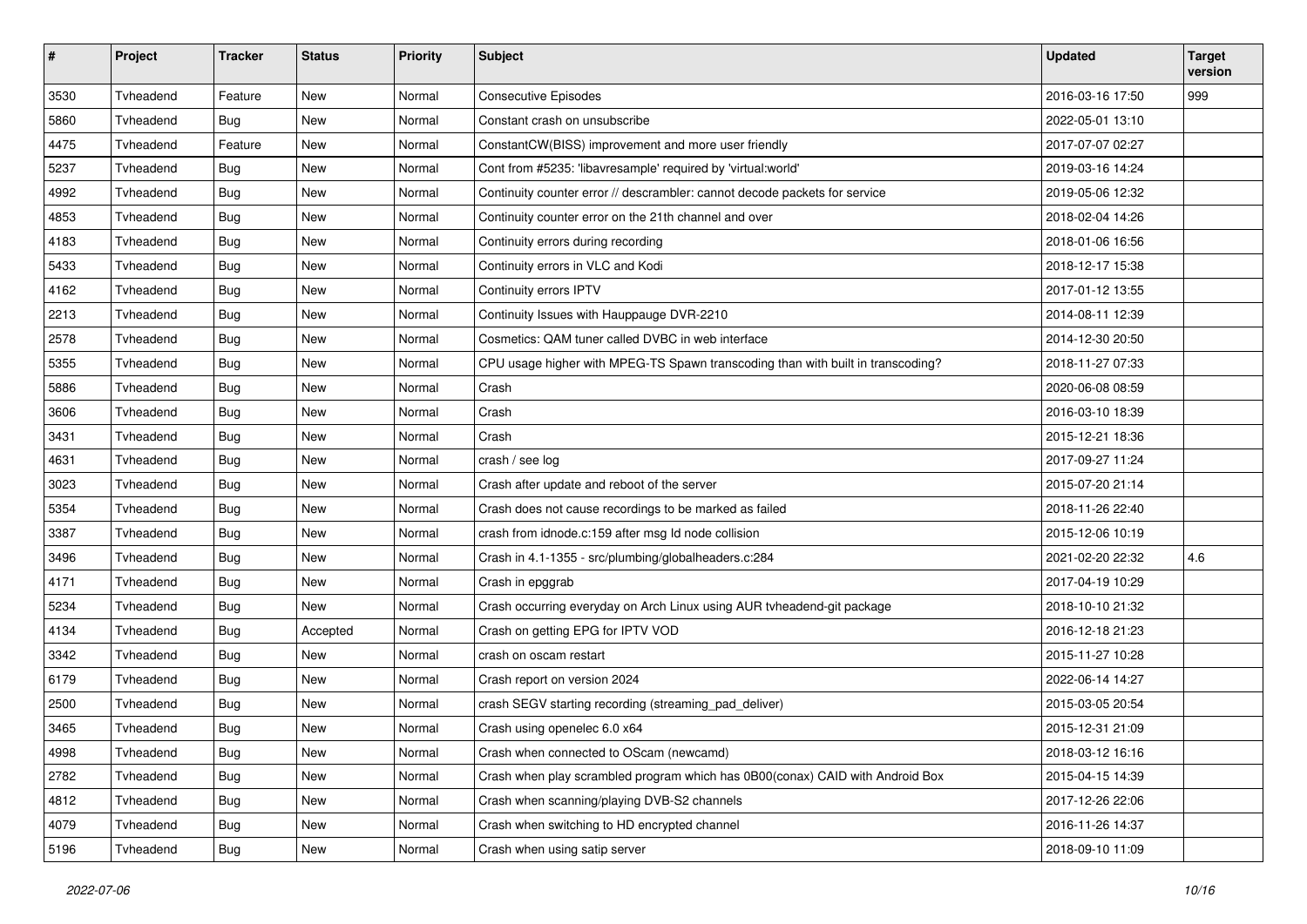| # | Project | Tracker | Status | Priority | Subject | Updated | Target version |
|---|---|---|---|---|---|---|---|
| 3530 | Tvheadend | Feature | New | Normal | Consecutive Episodes | 2016-03-16 17:50 | 999 |
| 5860 | Tvheadend | Bug | New | Normal | Constant crash on unsubscribe | 2022-05-01 13:10 | |
| 4475 | Tvheadend | Feature | New | Normal | ConstantCW(BISS) improvement and more user friendly | 2017-07-07 02:27 | |
| 5237 | Tvheadend | Bug | New | Normal | Cont from #5235: 'libavresample' required by 'virtual:world' | 2019-03-16 14:24 | |
| 4992 | Tvheadend | Bug | New | Normal | Continuity counter error // descrambler: cannot decode packets for service | 2019-05-06 12:32 | |
| 4853 | Tvheadend | Bug | New | Normal | Continuity counter error on the 21th channel and over | 2018-02-04 14:26 | |
| 4183 | Tvheadend | Bug | New | Normal | Continuity errors during recording | 2018-01-06 16:56 | |
| 5433 | Tvheadend | Bug | New | Normal | Continuity errors in VLC and Kodi | 2018-12-17 15:38 | |
| 4162 | Tvheadend | Bug | New | Normal | Continuity errors IPTV | 2017-01-12 13:55 | |
| 2213 | Tvheadend | Bug | New | Normal | Continuity Issues with Hauppauge DVR-2210 | 2014-08-11 12:39 | |
| 2578 | Tvheadend | Bug | New | Normal | Cosmetics: QAM tuner called DVBC in web interface | 2014-12-30 20:50 | |
| 5355 | Tvheadend | Bug | New | Normal | CPU usage higher with MPEG-TS Spawn transcoding than with built in transcoding? | 2018-11-27 07:33 | |
| 5886 | Tvheadend | Bug | New | Normal | Crash | 2020-06-08 08:59 | |
| 3606 | Tvheadend | Bug | New | Normal | Crash | 2016-03-10 18:39 | |
| 3431 | Tvheadend | Bug | New | Normal | Crash | 2015-12-21 18:36 | |
| 4631 | Tvheadend | Bug | New | Normal | crash / see log | 2017-09-27 11:24 | |
| 3023 | Tvheadend | Bug | New | Normal | Crash after update and reboot of the server | 2015-07-20 21:14 | |
| 5354 | Tvheadend | Bug | New | Normal | Crash does not cause recordings to be marked as failed | 2018-11-26 22:40 | |
| 3387 | Tvheadend | Bug | New | Normal | crash from idnode.c:159 after msg Id node collision | 2015-12-06 10:19 | |
| 3496 | Tvheadend | Bug | New | Normal | Crash in 4.1-1355 - src/plumbing/globalheaders.c:284 | 2021-02-20 22:32 | 4.6 |
| 4171 | Tvheadend | Bug | New | Normal | Crash in epggrab | 2017-04-19 10:29 | |
| 5234 | Tvheadend | Bug | New | Normal | Crash occurring everyday on Arch Linux using AUR tvheadend-git package | 2018-10-10 21:32 | |
| 4134 | Tvheadend | Bug | Accepted | Normal | Crash on getting EPG for IPTV VOD | 2016-12-18 21:23 | |
| 3342 | Tvheadend | Bug | New | Normal | crash on oscam restart | 2015-11-27 10:28 | |
| 6179 | Tvheadend | Bug | New | Normal | Crash report on version 2024 | 2022-06-14 14:27 | |
| 2500 | Tvheadend | Bug | New | Normal | crash SEGV starting recording (streaming_pad_deliver) | 2015-03-05 20:54 | |
| 3465 | Tvheadend | Bug | New | Normal | Crash using openelec 6.0 x64 | 2015-12-31 21:09 | |
| 4998 | Tvheadend | Bug | New | Normal | Crash when connected to OScam (newcamd) | 2018-03-12 16:16 | |
| 2782 | Tvheadend | Bug | New | Normal | Crash when play scrambled program which has 0B00(conax) CAID with Android Box | 2015-04-15 14:39 | |
| 4812 | Tvheadend | Bug | New | Normal | Crash when scanning/playing DVB-S2 channels | 2017-12-26 22:06 | |
| 4079 | Tvheadend | Bug | New | Normal | Crash when switching to HD encrypted channel | 2016-11-26 14:37 | |
| 5196 | Tvheadend | Bug | New | Normal | Crash when using satip server | 2018-09-10 11:09 | |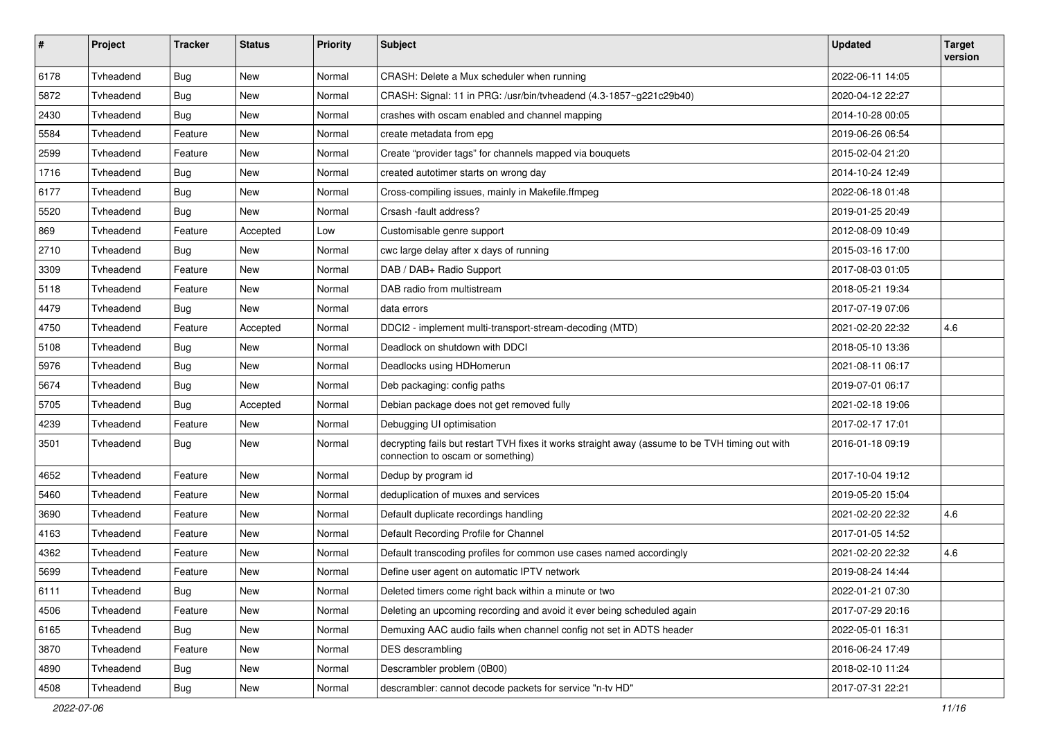| # | Project | Tracker | Status | Priority | Subject | Updated | Target version |
|---|---|---|---|---|---|---|---|
| 6178 | Tvheadend | Bug | New | Normal | CRASH: Delete a Mux scheduler when running | 2022-06-11 14:05 | |
| 5872 | Tvheadend | Bug | New | Normal | CRASH: Signal: 11 in PRG: /usr/bin/tvheadend (4.3-1857~g221c29b40) | 2020-04-12 22:27 | |
| 2430 | Tvheadend | Bug | New | Normal | crashes with oscam enabled and channel mapping | 2014-10-28 00:05 | |
| 5584 | Tvheadend | Feature | New | Normal | create metadata from epg | 2019-06-26 06:54 | |
| 2599 | Tvheadend | Feature | New | Normal | Create “provider tags” for channels mapped via bouquets | 2015-02-04 21:20 | |
| 1716 | Tvheadend | Bug | New | Normal | created autotimer starts on wrong day | 2014-10-24 12:49 | |
| 6177 | Tvheadend | Bug | New | Normal | Cross-compiling issues, mainly in Makefile.ffmpeg | 2022-06-18 01:48 | |
| 5520 | Tvheadend | Bug | New | Normal | Crsash -fault address? | 2019-01-25 20:49 | |
| 869 | Tvheadend | Feature | Accepted | Low | Customisable genre support | 2012-08-09 10:49 | |
| 2710 | Tvheadend | Bug | New | Normal | cwc large delay after x days of running | 2015-03-16 17:00 | |
| 3309 | Tvheadend | Feature | New | Normal | DAB / DAB+ Radio Support | 2017-08-03 01:05 | |
| 5118 | Tvheadend | Feature | New | Normal | DAB radio from multistream | 2018-05-21 19:34 | |
| 4479 | Tvheadend | Bug | New | Normal | data errors | 2017-07-19 07:06 | |
| 4750 | Tvheadend | Feature | Accepted | Normal | DDCI2 - implement multi-transport-stream-decoding (MTD) | 2021-02-20 22:32 | 4.6 |
| 5108 | Tvheadend | Bug | New | Normal | Deadlock on shutdown with DDCI | 2018-05-10 13:36 | |
| 5976 | Tvheadend | Bug | New | Normal | Deadlocks using HDHomerun | 2021-08-11 06:17 | |
| 5674 | Tvheadend | Bug | New | Normal | Deb packaging: config paths | 2019-07-01 06:17 | |
| 5705 | Tvheadend | Bug | Accepted | Normal | Debian package does not get removed fully | 2021-02-18 19:06 | |
| 4239 | Tvheadend | Feature | New | Normal | Debugging UI optimisation | 2017-02-17 17:01 | |
| 3501 | Tvheadend | Bug | New | Normal | decrypting fails but restart TVH fixes it works straight away (assume to be TVH timing out with connection to oscam or something) | 2016-01-18 09:19 | |
| 4652 | Tvheadend | Feature | New | Normal | Dedup by program id | 2017-10-04 19:12 | |
| 5460 | Tvheadend | Feature | New | Normal | deduplication of muxes and services | 2019-05-20 15:04 | |
| 3690 | Tvheadend | Feature | New | Normal | Default duplicate recordings handling | 2021-02-20 22:32 | 4.6 |
| 4163 | Tvheadend | Feature | New | Normal | Default Recording Profile for Channel | 2017-01-05 14:52 | |
| 4362 | Tvheadend | Feature | New | Normal | Default transcoding profiles for common use cases named accordingly | 2021-02-20 22:32 | 4.6 |
| 5699 | Tvheadend | Feature | New | Normal | Define user agent on automatic IPTV network | 2019-08-24 14:44 | |
| 6111 | Tvheadend | Bug | New | Normal | Deleted timers come right back within a minute or two | 2022-01-21 07:30 | |
| 4506 | Tvheadend | Feature | New | Normal | Deleting an upcoming recording and avoid it ever being scheduled again | 2017-07-29 20:16 | |
| 6165 | Tvheadend | Bug | New | Normal | Demuxing AAC audio fails when channel config not set in ADTS header | 2022-05-01 16:31 | |
| 3870 | Tvheadend | Feature | New | Normal | DES descrambling | 2016-06-24 17:49 | |
| 4890 | Tvheadend | Bug | New | Normal | Descrambler problem (0B00) | 2018-02-10 11:24 | |
| 4508 | Tvheadend | Bug | New | Normal | descrambler: cannot decode packets for service "n-tv HD" | 2017-07-31 22:21 | |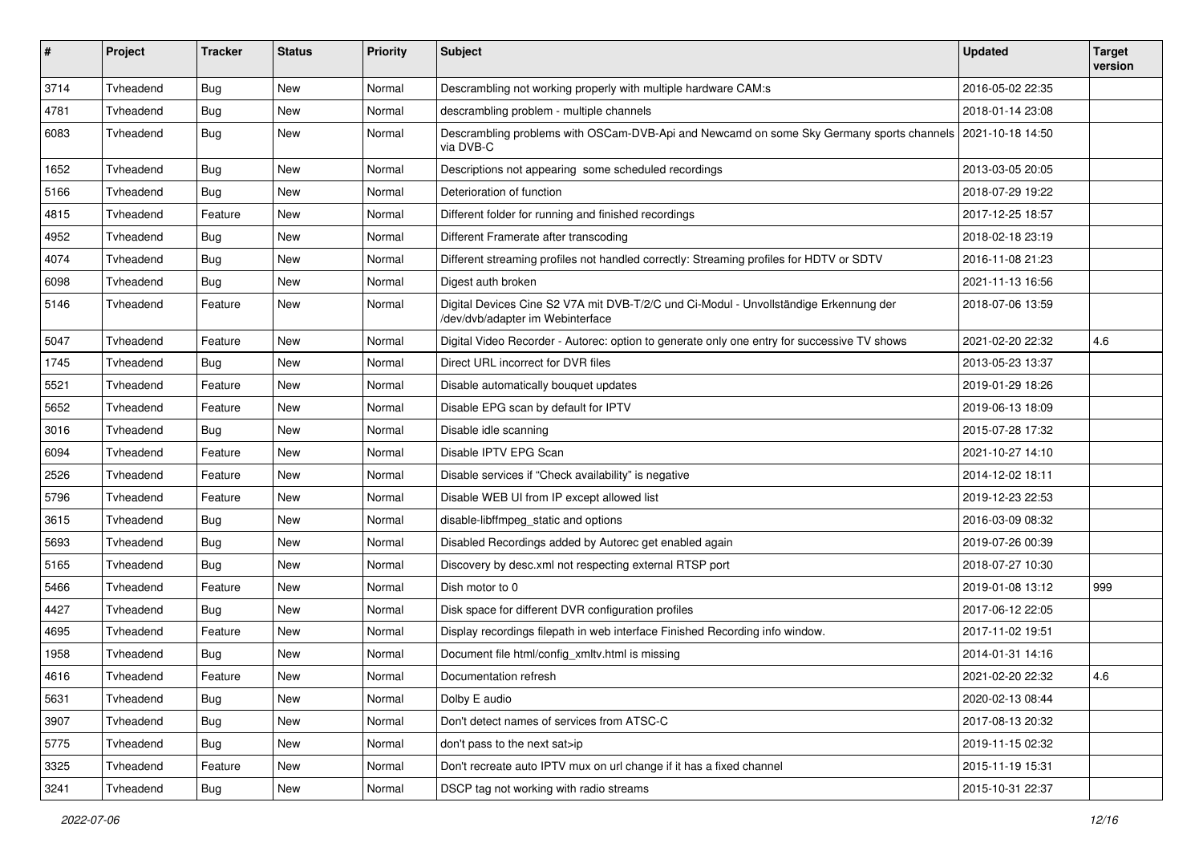| # | Project | Tracker | Status | Priority | Subject | Updated | Target version |
|---|---|---|---|---|---|---|---|
| 3714 | Tvheadend | Bug | New | Normal | Descrambling not working properly with multiple hardware CAM:s | 2016-05-02 22:35 | |
| 4781 | Tvheadend | Bug | New | Normal | descrambling problem - multiple channels | 2018-01-14 23:08 | |
| 6083 | Tvheadend | Bug | New | Normal | Descrambling problems with OSCam-DVB-Api and Newcamd on some Sky Germany sports channels via DVB-C | 2021-10-18 14:50 | |
| 1652 | Tvheadend | Bug | New | Normal | Descriptions not appearing  some scheduled recordings | 2013-03-05 20:05 | |
| 5166 | Tvheadend | Bug | New | Normal | Deterioration of function | 2018-07-29 19:22 | |
| 4815 | Tvheadend | Feature | New | Normal | Different folder for running and finished recordings | 2017-12-25 18:57 | |
| 4952 | Tvheadend | Bug | New | Normal | Different Framerate after transcoding | 2018-02-18 23:19 | |
| 4074 | Tvheadend | Bug | New | Normal | Different streaming profiles not handled correctly: Streaming profiles for HDTV or SDTV | 2016-11-08 21:23 | |
| 6098 | Tvheadend | Bug | New | Normal | Digest auth broken | 2021-11-13 16:56 | |
| 5146 | Tvheadend | Feature | New | Normal | Digital Devices Cine S2 V7A mit DVB-T/2/C und Ci-Modul - Unvollständige Erkennung der /dev/dvb/adapter im Webinterface | 2018-07-06 13:59 | |
| 5047 | Tvheadend | Feature | New | Normal | Digital Video Recorder - Autorec: option to generate only one entry for successive TV shows | 2021-02-20 22:32 | 4.6 |
| 1745 | Tvheadend | Bug | New | Normal | Direct URL incorrect for DVR files | 2013-05-23 13:37 | |
| 5521 | Tvheadend | Feature | New | Normal | Disable automatically bouquet updates | 2019-01-29 18:26 | |
| 5652 | Tvheadend | Feature | New | Normal | Disable EPG scan by default for IPTV | 2019-06-13 18:09 | |
| 3016 | Tvheadend | Bug | New | Normal | Disable idle scanning | 2015-07-28 17:32 | |
| 6094 | Tvheadend | Feature | New | Normal | Disable IPTV EPG Scan | 2021-10-27 14:10 | |
| 2526 | Tvheadend | Feature | New | Normal | Disable services if "Check availability" is negative | 2014-12-02 18:11 | |
| 5796 | Tvheadend | Feature | New | Normal | Disable WEB UI from IP except allowed list | 2019-12-23 22:53 | |
| 3615 | Tvheadend | Bug | New | Normal | disable-libffmpeg_static and options | 2016-03-09 08:32 | |
| 5693 | Tvheadend | Bug | New | Normal | Disabled Recordings added by Autorec get enabled again | 2019-07-26 00:39 | |
| 5165 | Tvheadend | Bug | New | Normal | Discovery by desc.xml not respecting external RTSP port | 2018-07-27 10:30 | |
| 5466 | Tvheadend | Feature | New | Normal | Dish motor to 0 | 2019-01-08 13:12 | 999 |
| 4427 | Tvheadend | Bug | New | Normal | Disk space for different DVR configuration profiles | 2017-06-12 22:05 | |
| 4695 | Tvheadend | Feature | New | Normal | Display recordings filepath in web interface Finished Recording info window. | 2017-11-02 19:51 | |
| 1958 | Tvheadend | Bug | New | Normal | Document file html/config_xmltv.html is missing | 2014-01-31 14:16 | |
| 4616 | Tvheadend | Feature | New | Normal | Documentation refresh | 2021-02-20 22:32 | 4.6 |
| 5631 | Tvheadend | Bug | New | Normal | Dolby E audio | 2020-02-13 08:44 | |
| 3907 | Tvheadend | Bug | New | Normal | Don't detect names of services from ATSC-C | 2017-08-13 20:32 | |
| 5775 | Tvheadend | Bug | New | Normal | don't pass to the next sat>ip | 2019-11-15 02:32 | |
| 3325 | Tvheadend | Feature | New | Normal | Don't recreate auto IPTV mux on url change if it has a fixed channel | 2015-11-19 15:31 | |
| 3241 | Tvheadend | Bug | New | Normal | DSCP tag not working with radio streams | 2015-10-31 22:37 | |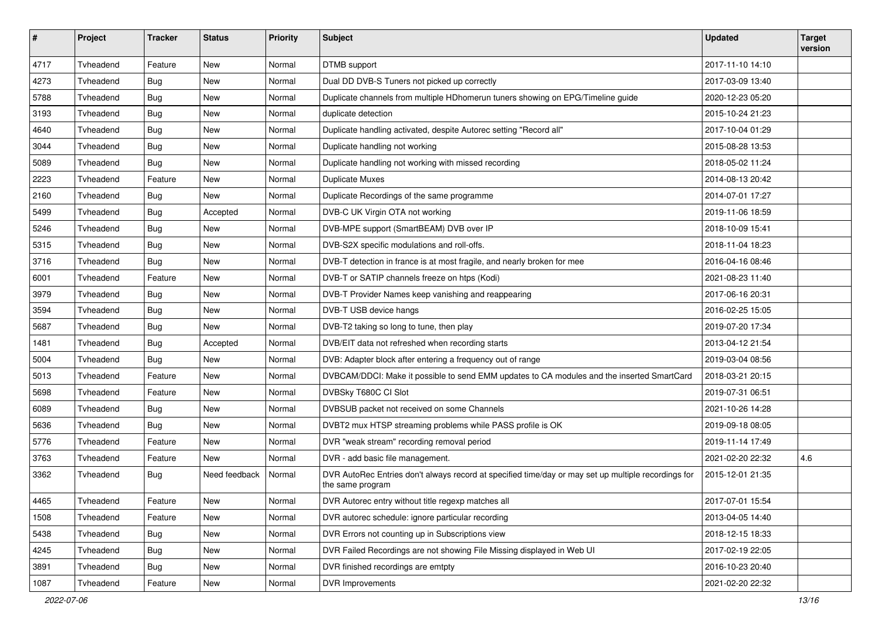| # | Project | Tracker | Status | Priority | Subject | Updated | Target version |
|---|---|---|---|---|---|---|---|
| 4717 | Tvheadend | Feature | New | Normal | DTMB support | 2017-11-10 14:10 | |
| 4273 | Tvheadend | Bug | New | Normal | Dual DD DVB-S Tuners not picked up correctly | 2017-03-09 13:40 | |
| 5788 | Tvheadend | Bug | New | Normal | Duplicate channels from multiple HDhomerun tuners showing on EPG/Timeline guide | 2020-12-23 05:20 | |
| 3193 | Tvheadend | Bug | New | Normal | duplicate detection | 2015-10-24 21:23 | |
| 4640 | Tvheadend | Bug | New | Normal | Duplicate handling activated, despite Autorec setting "Record all" | 2017-10-04 01:29 | |
| 3044 | Tvheadend | Bug | New | Normal | Duplicate handling not working | 2015-08-28 13:53 | |
| 5089 | Tvheadend | Bug | New | Normal | Duplicate handling not working with missed recording | 2018-05-02 11:24 | |
| 2223 | Tvheadend | Feature | New | Normal | Duplicate Muxes | 2014-08-13 20:42 | |
| 2160 | Tvheadend | Bug | New | Normal | Duplicate Recordings of the same programme | 2014-07-01 17:27 | |
| 5499 | Tvheadend | Bug | Accepted | Normal | DVB-C UK Virgin OTA not working | 2019-11-06 18:59 | |
| 5246 | Tvheadend | Bug | New | Normal | DVB-MPE support (SmartBEAM) DVB over IP | 2018-10-09 15:41 | |
| 5315 | Tvheadend | Bug | New | Normal | DVB-S2X specific modulations and roll-offs. | 2018-11-04 18:23 | |
| 3716 | Tvheadend | Bug | New | Normal | DVB-T detection in france is at most fragile, and nearly broken for mee | 2016-04-16 08:46 | |
| 6001 | Tvheadend | Feature | New | Normal | DVB-T or SATIP channels freeze on htps (Kodi) | 2021-08-23 11:40 | |
| 3979 | Tvheadend | Bug | New | Normal | DVB-T Provider Names keep vanishing and reappearing | 2017-06-16 20:31 | |
| 3594 | Tvheadend | Bug | New | Normal | DVB-T USB device hangs | 2016-02-25 15:05 | |
| 5687 | Tvheadend | Bug | New | Normal | DVB-T2 taking so long to tune, then play | 2019-07-20 17:34 | |
| 1481 | Tvheadend | Bug | Accepted | Normal | DVB/EIT data not refreshed when recording starts | 2013-04-12 21:54 | |
| 5004 | Tvheadend | Bug | New | Normal | DVB: Adapter block after entering a frequency out of range | 2019-03-04 08:56 | |
| 5013 | Tvheadend | Feature | New | Normal | DVBCAM/DDCI: Make it possible to send EMM updates to CA modules and the inserted SmartCard | 2018-03-21 20:15 | |
| 5698 | Tvheadend | Feature | New | Normal | DVBSky T680C CI Slot | 2019-07-31 06:51 | |
| 6089 | Tvheadend | Bug | New | Normal | DVBSUB packet not received on some Channels | 2021-10-26 14:28 | |
| 5636 | Tvheadend | Bug | New | Normal | DVBT2 mux HTSP streaming problems while PASS profile is OK | 2019-09-18 08:05 | |
| 5776 | Tvheadend | Feature | New | Normal | DVR "weak stream" recording removal period | 2019-11-14 17:49 | |
| 3763 | Tvheadend | Feature | New | Normal | DVR - add basic file management. | 2021-02-20 22:32 | 4.6 |
| 3362 | Tvheadend | Bug | Need feedback | Normal | DVR AutoRec Entries don't always record at specified time/day or may set up multiple recordings for the same program | 2015-12-01 21:35 | |
| 4465 | Tvheadend | Feature | New | Normal | DVR Autorec entry without title regexp matches all | 2017-07-01 15:54 | |
| 1508 | Tvheadend | Feature | New | Normal | DVR autorec schedule: ignore particular recording | 2013-04-05 14:40 | |
| 5438 | Tvheadend | Bug | New | Normal | DVR Errors not counting up in Subscriptions view | 2018-12-15 18:33 | |
| 4245 | Tvheadend | Bug | New | Normal | DVR Failed Recordings are not showing File Missing displayed in Web UI | 2017-02-19 22:05 | |
| 3891 | Tvheadend | Bug | New | Normal | DVR finished recordings are emtpty | 2016-10-23 20:40 | |
| 1087 | Tvheadend | Feature | New | Normal | DVR Improvements | 2021-02-20 22:32 | |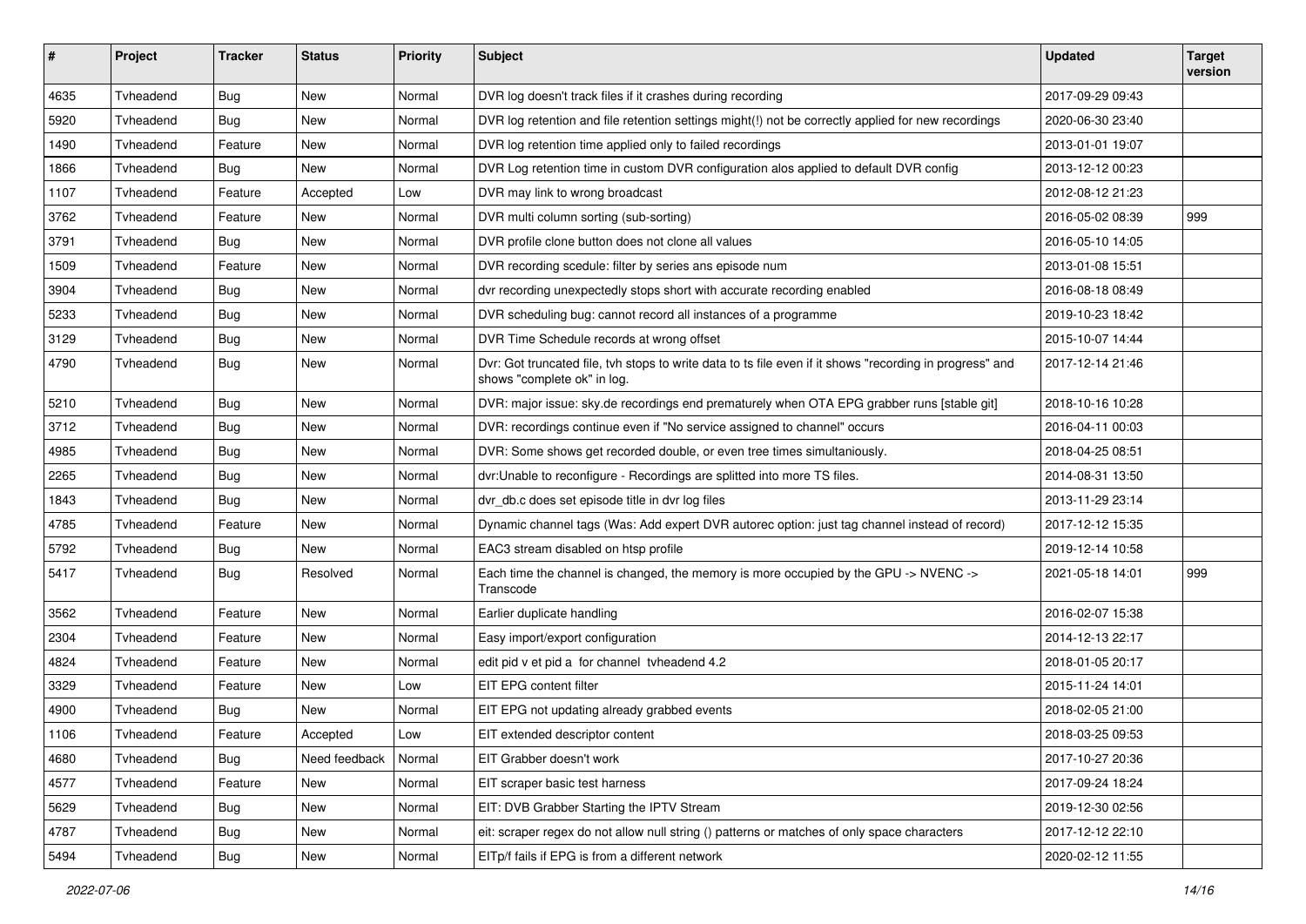| # | Project | Tracker | Status | Priority | Subject | Updated | Target version |
|---|---|---|---|---|---|---|---|
| 4635 | Tvheadend | Bug | New | Normal | DVR log doesn't track files if it crashes during recording | 2017-09-29 09:43 | |
| 5920 | Tvheadend | Bug | New | Normal | DVR log retention and file retention settings might(!) not be correctly applied for new recordings | 2020-06-30 23:40 | |
| 1490 | Tvheadend | Feature | New | Normal | DVR log retention time applied only to failed recordings | 2013-01-01 19:07 | |
| 1866 | Tvheadend | Bug | New | Normal | DVR Log retention time in custom DVR configuration alos applied to default DVR config | 2013-12-12 00:23 | |
| 1107 | Tvheadend | Feature | Accepted | Low | DVR may link to wrong broadcast | 2012-08-12 21:23 | |
| 3762 | Tvheadend | Feature | New | Normal | DVR multi column sorting (sub-sorting) | 2016-05-02 08:39 | 999 |
| 3791 | Tvheadend | Bug | New | Normal | DVR profile clone button does not clone all values | 2016-05-10 14:05 | |
| 1509 | Tvheadend | Feature | New | Normal | DVR recording scedule: filter by series ans episode num | 2013-01-08 15:51 | |
| 3904 | Tvheadend | Bug | New | Normal | dvr recording unexpectedly stops short with accurate recording enabled | 2016-08-18 08:49 | |
| 5233 | Tvheadend | Bug | New | Normal | DVR scheduling bug: cannot record all instances of a programme | 2019-10-23 18:42 | |
| 3129 | Tvheadend | Bug | New | Normal | DVR Time Schedule records at wrong offset | 2015-10-07 14:44 | |
| 4790 | Tvheadend | Bug | New | Normal | Dvr: Got truncated file, tvh stops to write data to ts file even if it shows "recording in progress" and shows "complete ok" in log. | 2017-12-14 21:46 | |
| 5210 | Tvheadend | Bug | New | Normal | DVR: major issue: sky.de recordings end prematurely when OTA EPG grabber runs [stable git] | 2018-10-16 10:28 | |
| 3712 | Tvheadend | Bug | New | Normal | DVR: recordings continue even if "No service assigned to channel" occurs | 2016-04-11 00:03 | |
| 4985 | Tvheadend | Bug | New | Normal | DVR: Some shows get recorded double, or even tree times simultaniously. | 2018-04-25 08:51 | |
| 2265 | Tvheadend | Bug | New | Normal | dvr:Unable to reconfigure - Recordings are splitted into more TS files. | 2014-08-31 13:50 | |
| 1843 | Tvheadend | Bug | New | Normal | dvr_db.c does set episode title in dvr log files | 2013-11-29 23:14 | |
| 4785 | Tvheadend | Feature | New | Normal | Dynamic channel tags (Was: Add expert DVR autorec option: just tag channel instead of record) | 2017-12-12 15:35 | |
| 5792 | Tvheadend | Bug | New | Normal | EAC3 stream disabled on htsp profile | 2019-12-14 10:58 | |
| 5417 | Tvheadend | Bug | Resolved | Normal | Each time the channel is changed, the memory is more occupied by the GPU -> NVENC -> Transcode | 2021-05-18 14:01 | 999 |
| 3562 | Tvheadend | Feature | New | Normal | Earlier duplicate handling | 2016-02-07 15:38 | |
| 2304 | Tvheadend | Feature | New | Normal | Easy import/export configuration | 2014-12-13 22:17 | |
| 4824 | Tvheadend | Feature | New | Normal | edit pid v et pid a for channel tvheadend 4.2 | 2018-01-05 20:17 | |
| 3329 | Tvheadend | Feature | New | Low | EIT EPG content filter | 2015-11-24 14:01 | |
| 4900 | Tvheadend | Bug | New | Normal | EIT EPG not updating already grabbed events | 2018-02-05 21:00 | |
| 1106 | Tvheadend | Feature | Accepted | Low | EIT extended descriptor content | 2018-03-25 09:53 | |
| 4680 | Tvheadend | Bug | Need feedback | Normal | EIT Grabber doesn't work | 2017-10-27 20:36 | |
| 4577 | Tvheadend | Feature | New | Normal | EIT scraper basic test harness | 2017-09-24 18:24 | |
| 5629 | Tvheadend | Bug | New | Normal | EIT: DVB Grabber Starting the IPTV Stream | 2019-12-30 02:56 | |
| 4787 | Tvheadend | Bug | New | Normal | eit: scraper regex do not allow null string () patterns or matches of only space characters | 2017-12-12 22:10 | |
| 5494 | Tvheadend | Bug | New | Normal | EITp/f fails if EPG is from a different network | 2020-02-12 11:55 | |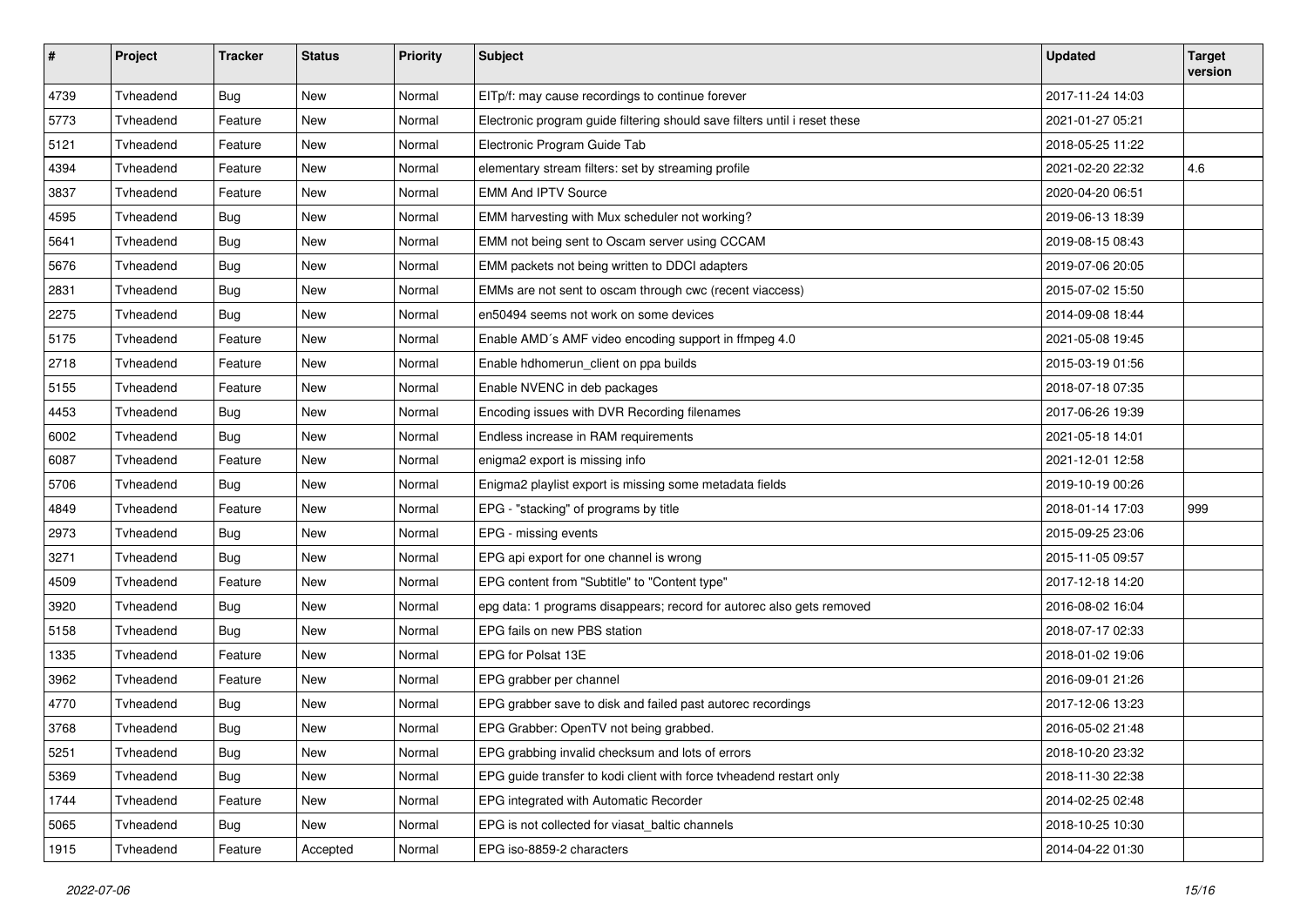| # | Project | Tracker | Status | Priority | Subject | Updated | Target version |
|---|---|---|---|---|---|---|---|
| 4739 | Tvheadend | Bug | New | Normal | EITp/f: may cause recordings to continue forever | 2017-11-24 14:03 | |
| 5773 | Tvheadend | Feature | New | Normal | Electronic program guide filtering should save filters until i reset these | 2021-01-27 05:21 | |
| 5121 | Tvheadend | Feature | New | Normal | Electronic Program Guide Tab | 2018-05-25 11:22 | |
| 4394 | Tvheadend | Feature | New | Normal | elementary stream filters: set by streaming profile | 2021-02-20 22:32 | 4.6 |
| 3837 | Tvheadend | Feature | New | Normal | EMM And IPTV Source | 2020-04-20 06:51 | |
| 4595 | Tvheadend | Bug | New | Normal | EMM harvesting with Mux scheduler not working? | 2019-06-13 18:39 | |
| 5641 | Tvheadend | Bug | New | Normal | EMM not being sent to Oscam server using CCCAM | 2019-08-15 08:43 | |
| 5676 | Tvheadend | Bug | New | Normal | EMM packets not being written to DDCI adapters | 2019-07-06 20:05 | |
| 2831 | Tvheadend | Bug | New | Normal | EMMs are not sent to oscam through cwc (recent viaccess) | 2015-07-02 15:50 | |
| 2275 | Tvheadend | Bug | New | Normal | en50494 seems not work on some devices | 2014-09-08 18:44 | |
| 5175 | Tvheadend | Feature | New | Normal | Enable AMD´s AMF video encoding support in ffmpeg 4.0 | 2021-05-08 19:45 | |
| 2718 | Tvheadend | Feature | New | Normal | Enable hdhomerun_client on ppa builds | 2015-03-19 01:56 | |
| 5155 | Tvheadend | Feature | New | Normal | Enable NVENC in deb packages | 2018-07-18 07:35 | |
| 4453 | Tvheadend | Bug | New | Normal | Encoding issues with DVR Recording filenames | 2017-06-26 19:39 | |
| 6002 | Tvheadend | Bug | New | Normal | Endless increase in RAM requirements | 2021-05-18 14:01 | |
| 6087 | Tvheadend | Feature | New | Normal | enigma2 export is missing info | 2021-12-01 12:58 | |
| 5706 | Tvheadend | Bug | New | Normal | Enigma2 playlist export is missing some metadata fields | 2019-10-19 00:26 | |
| 4849 | Tvheadend | Feature | New | Normal | EPG - "stacking" of programs by title | 2018-01-14 17:03 | 999 |
| 2973 | Tvheadend | Bug | New | Normal | EPG - missing events | 2015-09-25 23:06 | |
| 3271 | Tvheadend | Bug | New | Normal | EPG api export for one channel is wrong | 2015-11-05 09:57 | |
| 4509 | Tvheadend | Feature | New | Normal | EPG content from "Subtitle" to "Content type" | 2017-12-18 14:20 | |
| 3920 | Tvheadend | Bug | New | Normal | epg data: 1 programs disappears; record for autorec also gets removed | 2016-08-02 16:04 | |
| 5158 | Tvheadend | Bug | New | Normal | EPG fails on new PBS station | 2018-07-17 02:33 | |
| 1335 | Tvheadend | Feature | New | Normal | EPG for Polsat 13E | 2018-01-02 19:06 | |
| 3962 | Tvheadend | Feature | New | Normal | EPG grabber per channel | 2016-09-01 21:26 | |
| 4770 | Tvheadend | Bug | New | Normal | EPG grabber save to disk and failed past autorec recordings | 2017-12-06 13:23 | |
| 3768 | Tvheadend | Bug | New | Normal | EPG Grabber: OpenTV not being grabbed. | 2016-05-02 21:48 | |
| 5251 | Tvheadend | Bug | New | Normal | EPG grabbing invalid checksum and lots of errors | 2018-10-20 23:32 | |
| 5369 | Tvheadend | Bug | New | Normal | EPG guide transfer to kodi client with force tvheadend restart only | 2018-11-30 22:38 | |
| 1744 | Tvheadend | Feature | New | Normal | EPG integrated with Automatic Recorder | 2014-02-25 02:48 | |
| 5065 | Tvheadend | Bug | New | Normal | EPG is not collected for viasat_baltic channels | 2018-10-25 10:30 | |
| 1915 | Tvheadend | Feature | Accepted | Normal | EPG iso-8859-2 characters | 2014-04-22 01:30 | |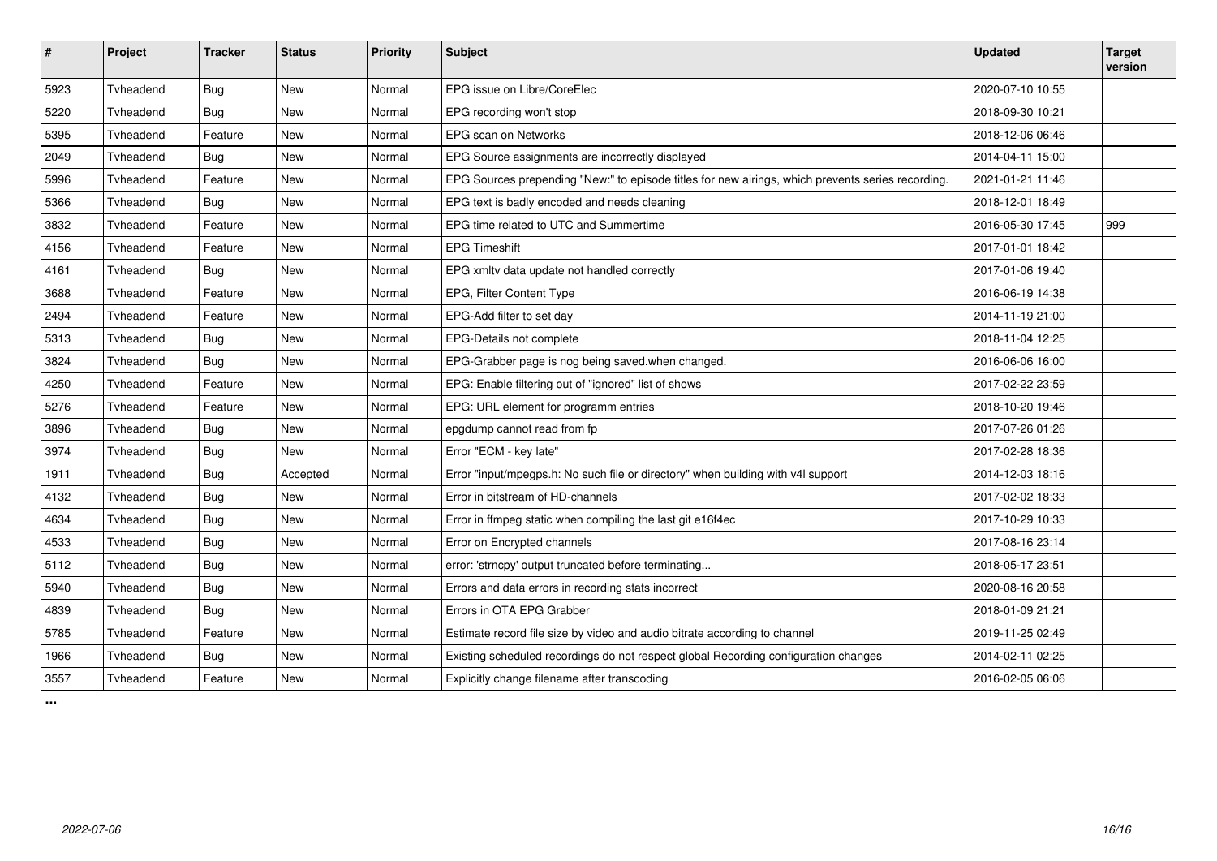| # | Project | Tracker | Status | Priority | Subject | Updated | Target version |
|---|---|---|---|---|---|---|---|
| 5923 | Tvheadend | Bug | New | Normal | EPG issue on Libre/CoreElec | 2020-07-10 10:55 | |
| 5220 | Tvheadend | Bug | New | Normal | EPG recording won't stop | 2018-09-30 10:21 | |
| 5395 | Tvheadend | Feature | New | Normal | EPG scan on Networks | 2018-12-06 06:46 | |
| 2049 | Tvheadend | Bug | New | Normal | EPG Source assignments are incorrectly displayed | 2014-04-11 15:00 | |
| 5996 | Tvheadend | Feature | New | Normal | EPG Sources prepending "New:" to episode titles for new airings, which prevents series recording. | 2021-01-21 11:46 | |
| 5366 | Tvheadend | Bug | New | Normal | EPG text is badly encoded and needs cleaning | 2018-12-01 18:49 | |
| 3832 | Tvheadend | Feature | New | Normal | EPG time related to UTC and Summertime | 2016-05-30 17:45 | 999 |
| 4156 | Tvheadend | Feature | New | Normal | EPG Timeshift | 2017-01-01 18:42 | |
| 4161 | Tvheadend | Bug | New | Normal | EPG xmltv data update not handled correctly | 2017-01-06 19:40 | |
| 3688 | Tvheadend | Feature | New | Normal | EPG, Filter Content Type | 2016-06-19 14:38 | |
| 2494 | Tvheadend | Feature | New | Normal | EPG-Add filter to set day | 2014-11-19 21:00 | |
| 5313 | Tvheadend | Bug | New | Normal | EPG-Details not complete | 2018-11-04 12:25 | |
| 3824 | Tvheadend | Bug | New | Normal | EPG-Grabber page is nog being saved.when changed. | 2016-06-06 16:00 | |
| 4250 | Tvheadend | Feature | New | Normal | EPG: Enable filtering out of "ignored" list of shows | 2017-02-22 23:59 | |
| 5276 | Tvheadend | Feature | New | Normal | EPG: URL element for programm entries | 2018-10-20 19:46 | |
| 3896 | Tvheadend | Bug | New | Normal | epgdump cannot read from fp | 2017-07-26 01:26 | |
| 3974 | Tvheadend | Bug | New | Normal | Error "ECM - key late" | 2017-02-28 18:36 | |
| 1911 | Tvheadend | Bug | Accepted | Normal | Error "input/mpegps.h: No such file or directory" when building with v4l support | 2014-12-03 18:16 | |
| 4132 | Tvheadend | Bug | New | Normal | Error in bitstream of HD-channels | 2017-02-02 18:33 | |
| 4634 | Tvheadend | Bug | New | Normal | Error in ffmpeg static when compiling the last git e16f4ec | 2017-10-29 10:33 | |
| 4533 | Tvheadend | Bug | New | Normal | Error on Encrypted channels | 2017-08-16 23:14 | |
| 5112 | Tvheadend | Bug | New | Normal | error: 'strncpy' output truncated before terminating... | 2018-05-17 23:51 | |
| 5940 | Tvheadend | Bug | New | Normal | Errors and data errors in recording stats incorrect | 2020-08-16 20:58 | |
| 4839 | Tvheadend | Bug | New | Normal | Errors in OTA EPG Grabber | 2018-01-09 21:21 | |
| 5785 | Tvheadend | Feature | New | Normal | Estimate record file size by video and audio bitrate according to channel | 2019-11-25 02:49 | |
| 1966 | Tvheadend | Bug | New | Normal | Existing scheduled recordings do not respect global Recording configuration changes | 2014-02-11 02:25 | |
| 3557 | Tvheadend | Feature | New | Normal | Explicitly change filename after transcoding | 2016-02-05 06:06 | |

...